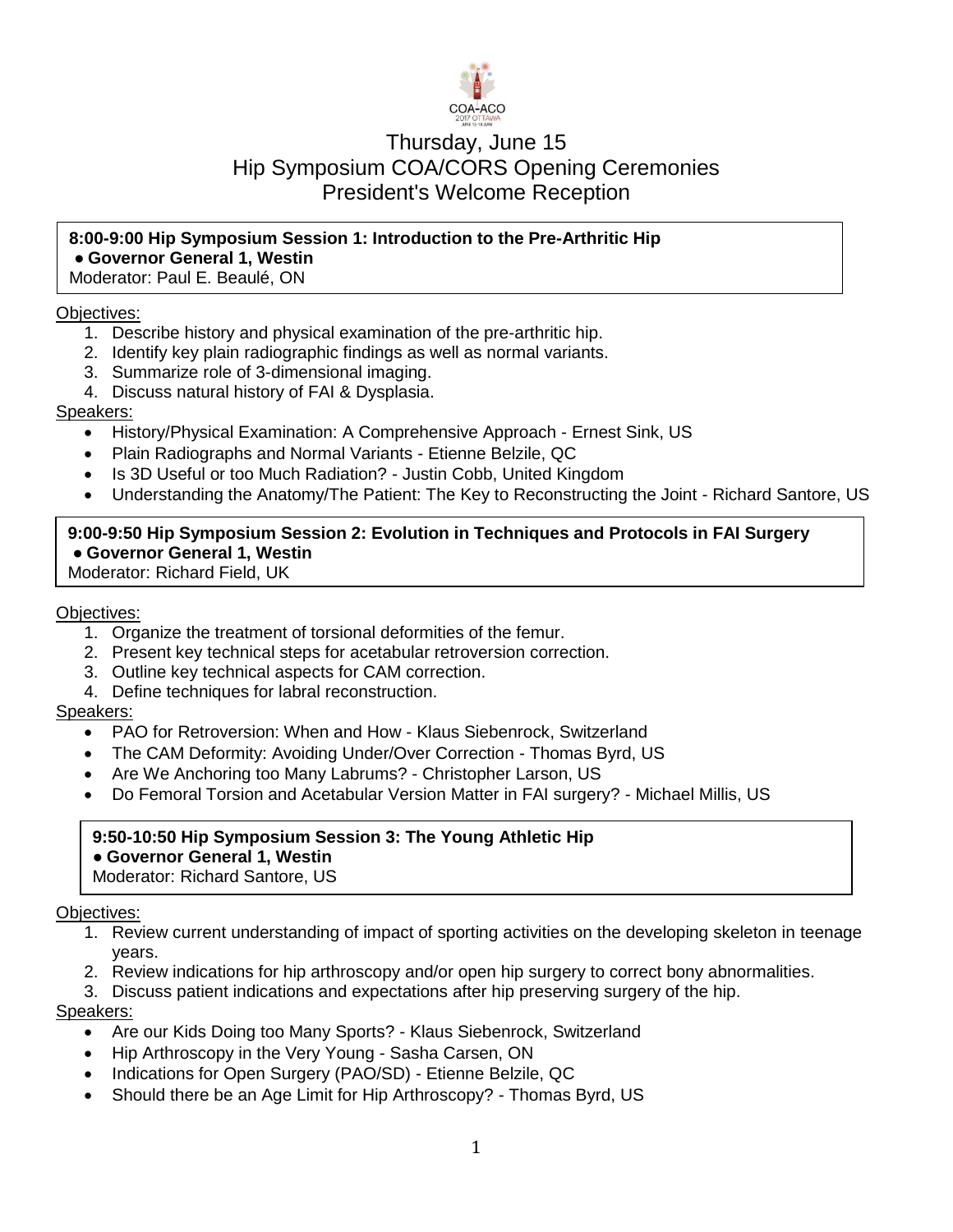# Thursday, June 15
# Hip Symposium COA/CORS Opening Ceremonies
# President's Welcome Reception

**8:00-9:00 Hip Symposium Session 1: Introduction to the Pre-Arthritic Hip**
**● Governor General 1, Westin**
Moderator: Paul E. Beaulé, ON

Objectives:

1. Describe history and physical examination of the pre-arthritic hip.
2. Identify key plain radiographic findings as well as normal variants.
3. Summarize role of 3-dimensional imaging.
4. Discuss natural history of FAI & Dysplasia.

Speakers:

- History/Physical Examination: A Comprehensive Approach - Ernest Sink, US
- Plain Radiographs and Normal Variants - Etienne Belzile, QC
- Is 3D Useful or too Much Radiation? - Justin Cobb, United Kingdom
- Understanding the Anatomy/The Patient: The Key to Reconstructing the Joint - Richard Santore, US

**9:00-9:50 Hip Symposium Session 2: Evolution in Techniques and Protocols in FAI Surgery**
**● Governor General 1, Westin**
Moderator: Richard Field, UK

Objectives:

1. Organize the treatment of torsional deformities of the femur.
2. Present key technical steps for acetabular retroversion correction.
3. Outline key technical aspects for CAM correction.
4. Define techniques for labral reconstruction.

Speakers:

- PAO for Retroversion: When and How - Klaus Siebenrock, Switzerland
- The CAM Deformity: Avoiding Under/Over Correction - Thomas Byrd, US
- Are We Anchoring too Many Labrums? - Christopher Larson, US
- Do Femoral Torsion and Acetabular Version Matter in FAI surgery? - Michael Millis, US

**9:50-10:50 Hip Symposium Session 3: The Young Athletic Hip**
**● Governor General 1, Westin**
Moderator: Richard Santore, US

Objectives:

1. Review current understanding of impact of sporting activities on the developing skeleton in teenage years.
2. Review indications for hip arthroscopy and/or open hip surgery to correct bony abnormalities.
3. Discuss patient indications and expectations after hip preserving surgery of the hip.

Speakers:

- Are our Kids Doing too Many Sports? - Klaus Siebenrock, Switzerland
- Hip Arthroscopy in the Very Young - Sasha Carsen, ON
- Indications for Open Surgery (PAO/SD) - Etienne Belzile, QC
- Should there be an Age Limit for Hip Arthroscopy? - Thomas Byrd, US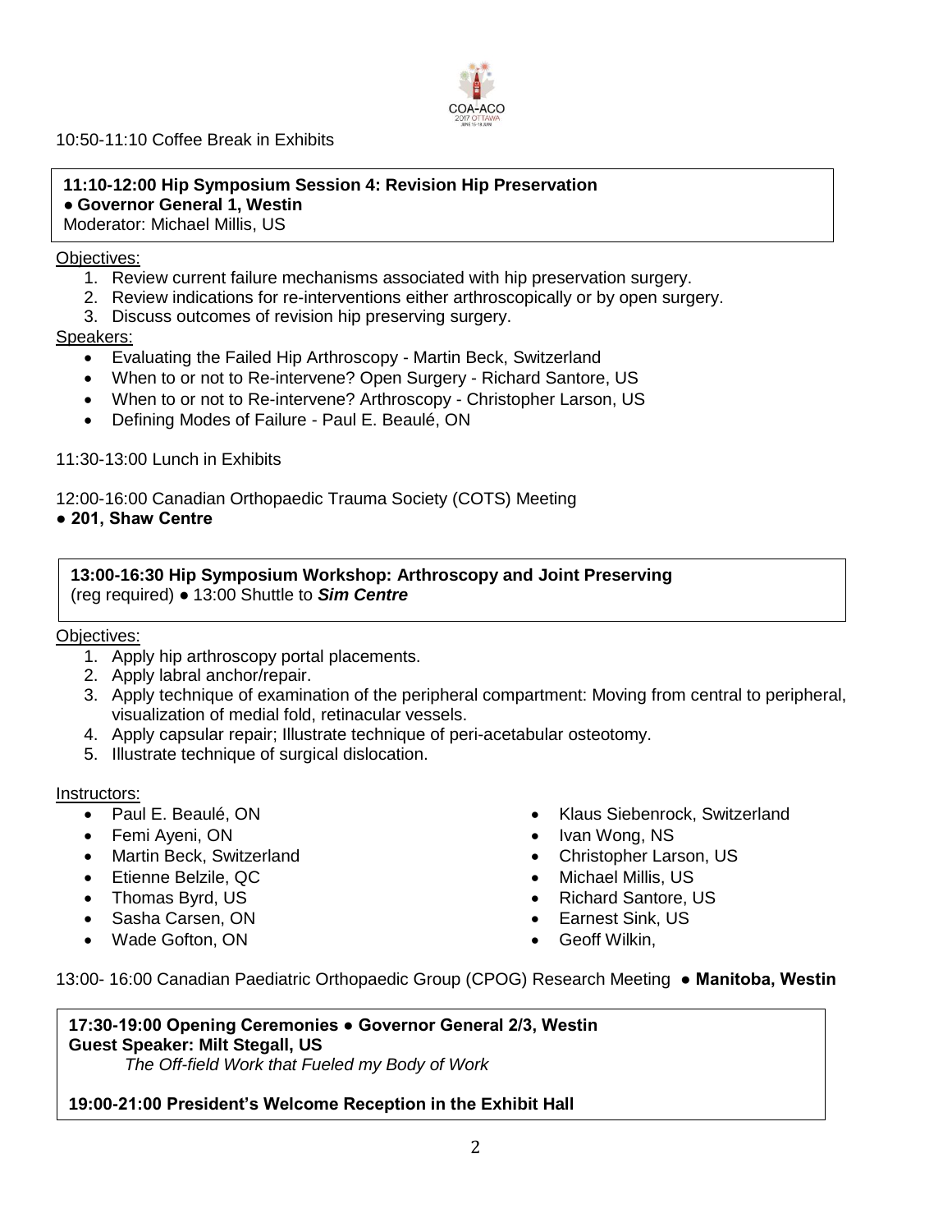10:50-11:10 Coffee Break in Exhibits

**11:10-12:00 Hip Symposium Session 4: Revision Hip Preservation**
**● Governor General 1, Westin**
Moderator: Michael Millis, US

Objectives:

1. Review current failure mechanisms associated with hip preservation surgery.
2. Review indications for re-interventions either arthroscopically or by open surgery.
3. Discuss outcomes of revision hip preserving surgery.

Speakers:

- Evaluating the Failed Hip Arthroscopy - Martin Beck, Switzerland
- When to or not to Re-intervene? Open Surgery - Richard Santore, US
- When to or not to Re-intervene? Arthroscopy - Christopher Larson, US
- Defining Modes of Failure - Paul E. Beaulé, ON

11:30-13:00 Lunch in Exhibits

12:00-16:00 Canadian Orthopaedic Trauma Society (COTS) Meeting
**● 201, Shaw Centre**

**13:00-16:30 Hip Symposium Workshop: Arthroscopy and Joint Preserving**
(reg required) ● 13:00 Shuttle to ***Sim Centre***

Objectives:

1. Apply hip arthroscopy portal placements.
2. Apply labral anchor/repair.
3. Apply technique of examination of the peripheral compartment: Moving from central to peripheral, visualization of medial fold, retinacular vessels.
4. Apply capsular repair; Illustrate technique of peri-acetabular osteotomy.
5. Illustrate technique of surgical dislocation.

Instructors:

- Paul E. Beaulé, ON
- Femi Ayeni, ON
- Martin Beck, Switzerland
- Etienne Belzile, QC
- Thomas Byrd, US
- Sasha Carsen, ON
- Wade Gofton, ON
- Klaus Siebenrock, Switzerland
- Ivan Wong, NS
- Christopher Larson, US
- Michael Millis, US
- Richard Santore, US
- Earnest Sink, US
- Geoff Wilkin,

13:00- 16:00 Canadian Paediatric Orthopaedic Group (CPOG) Research Meeting ● **Manitoba, Westin**

**17:30-19:00 Opening Ceremonies ● Governor General 2/3, Westin**
**Guest Speaker: Milt Stegall, US**
*The Off-field Work that Fueled my Body of Work*

**19:00-21:00 President's Welcome Reception in the Exhibit Hall**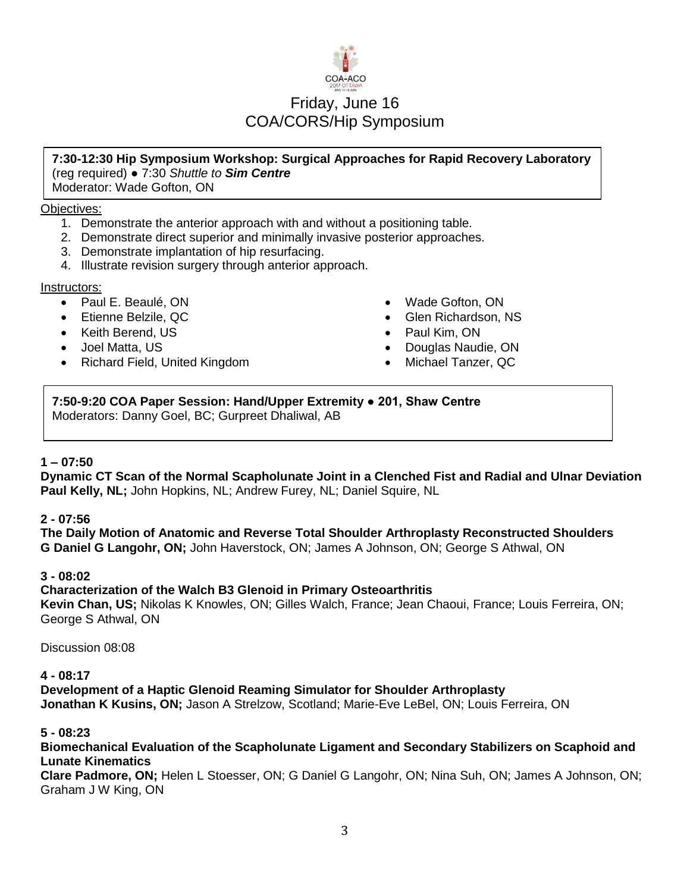# Friday, June 16
## COA/CORS/Hip Symposium

**7:30-12:30 Hip Symposium Workshop: Surgical Approaches for Rapid Recovery Laboratory**
(reg required) ● 7:30 *Shuttle to* ***Sim Centre***
Moderator: Wade Gofton, ON

Objectives:

1. Demonstrate the anterior approach with and without a positioning table.
2. Demonstrate direct superior and minimally invasive posterior approaches.
3. Demonstrate implantation of hip resurfacing.
4. Illustrate revision surgery through anterior approach.

Instructors:

- Paul E. Beaulé, ON
- Etienne Belzile, QC
- Keith Berend, US
- Joel Matta, US
- Richard Field, United Kingdom
- Wade Gofton, ON
- Glen Richardson, NS
- Paul Kim, ON
- Douglas Naudie, ON
- Michael Tanzer, QC

**7:50-9:20 COA Paper Session: Hand/Upper Extremity ● 201, Shaw Centre**
Moderators: Danny Goel, BC; Gurpreet Dhaliwal, AB

**1 – 07:50**
**Dynamic CT Scan of the Normal Scapholunate Joint in a Clenched Fist and Radial and Ulnar Deviation**
**Paul Kelly, NL;** John Hopkins, NL; Andrew Furey, NL; Daniel Squire, NL

**2 - 07:56**
**The Daily Motion of Anatomic and Reverse Total Shoulder Arthroplasty Reconstructed Shoulders**
**G Daniel G Langohr, ON;** John Haverstock, ON; James A Johnson, ON; George S Athwal, ON

**3 - 08:02**
**Characterization of the Walch B3 Glenoid in Primary Osteoarthritis**
**Kevin Chan, US;** Nikolas K Knowles, ON; Gilles Walch, France; Jean Chaoui, France; Louis Ferreira, ON; George S Athwal, ON

Discussion 08:08

**4 - 08:17**
**Development of a Haptic Glenoid Reaming Simulator for Shoulder Arthroplasty**
**Jonathan K Kusins, ON;** Jason A Strelzow, Scotland; Marie-Eve LeBel, ON; Louis Ferreira, ON

**5 - 08:23**
**Biomechanical Evaluation of the Scapholunate Ligament and Secondary Stabilizers on Scaphoid and Lunate Kinematics**
**Clare Padmore, ON;** Helen L Stoesser, ON; G Daniel G Langohr, ON; Nina Suh, ON; James A Johnson, ON; Graham J W King, ON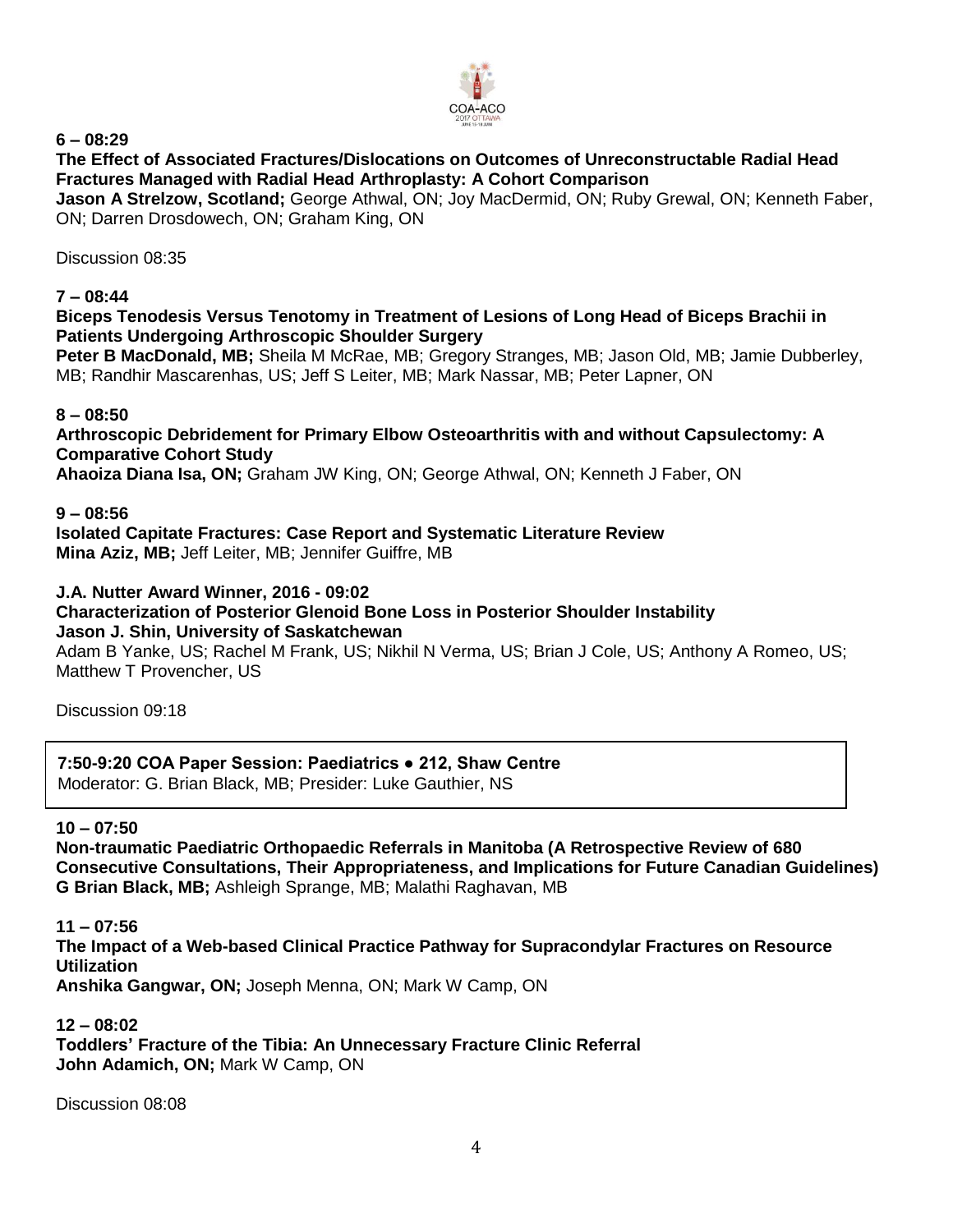**6 – 08:29**

**The Effect of Associated Fractures/Dislocations on Outcomes of Unreconstructable Radial Head Fractures Managed with Radial Head Arthroplasty: A Cohort Comparison**

**Jason A Strelzow, Scotland;** George Athwal, ON; Joy MacDermid, ON; Ruby Grewal, ON; Kenneth Faber, ON; Darren Drosdowech, ON; Graham King, ON

Discussion 08:35

**7 – 08:44**

**Biceps Tenodesis Versus Tenotomy in Treatment of Lesions of Long Head of Biceps Brachii in Patients Undergoing Arthroscopic Shoulder Surgery**

**Peter B MacDonald, MB;** Sheila M McRae, MB; Gregory Stranges, MB; Jason Old, MB; Jamie Dubberley, MB; Randhir Mascarenhas, US; Jeff S Leiter, MB; Mark Nassar, MB; Peter Lapner, ON

**8 – 08:50**

**Arthroscopic Debridement for Primary Elbow Osteoarthritis with and without Capsulectomy: A Comparative Cohort Study**

**Ahaoiza Diana Isa, ON;** Graham JW King, ON; George Athwal, ON; Kenneth J Faber, ON

**9 – 08:56**

**Isolated Capitate Fractures: Case Report and Systematic Literature Review**

**Mina Aziz, MB;** Jeff Leiter, MB; Jennifer Guiffre, MB

**J.A. Nutter Award Winner, 2016 - 09:02**

**Characterization of Posterior Glenoid Bone Loss in Posterior Shoulder Instability**

**Jason J. Shin, University of Saskatchewan**

Adam B Yanke, US; Rachel M Frank, US; Nikhil N Verma, US; Brian J Cole, US; Anthony A Romeo, US; Matthew T Provencher, US

Discussion 09:18

**7:50-9:20 COA Paper Session: Paediatrics ● 212, Shaw Centre**
Moderator: G. Brian Black, MB; Presider: Luke Gauthier, NS

**10 – 07:50**

**Non-traumatic Paediatric Orthopaedic Referrals in Manitoba (A Retrospective Review of 680 Consecutive Consultations, Their Appropriateness, and Implications for Future Canadian Guidelines)**

**G Brian Black, MB;** Ashleigh Sprange, MB; Malathi Raghavan, MB

**11 – 07:56**

**The Impact of a Web-based Clinical Practice Pathway for Supracondylar Fractures on Resource Utilization**

**Anshika Gangwar, ON;** Joseph Menna, ON; Mark W Camp, ON

**12 – 08:02**

**Toddlers' Fracture of the Tibia: An Unnecessary Fracture Clinic Referral**

**John Adamich, ON;** Mark W Camp, ON

Discussion 08:08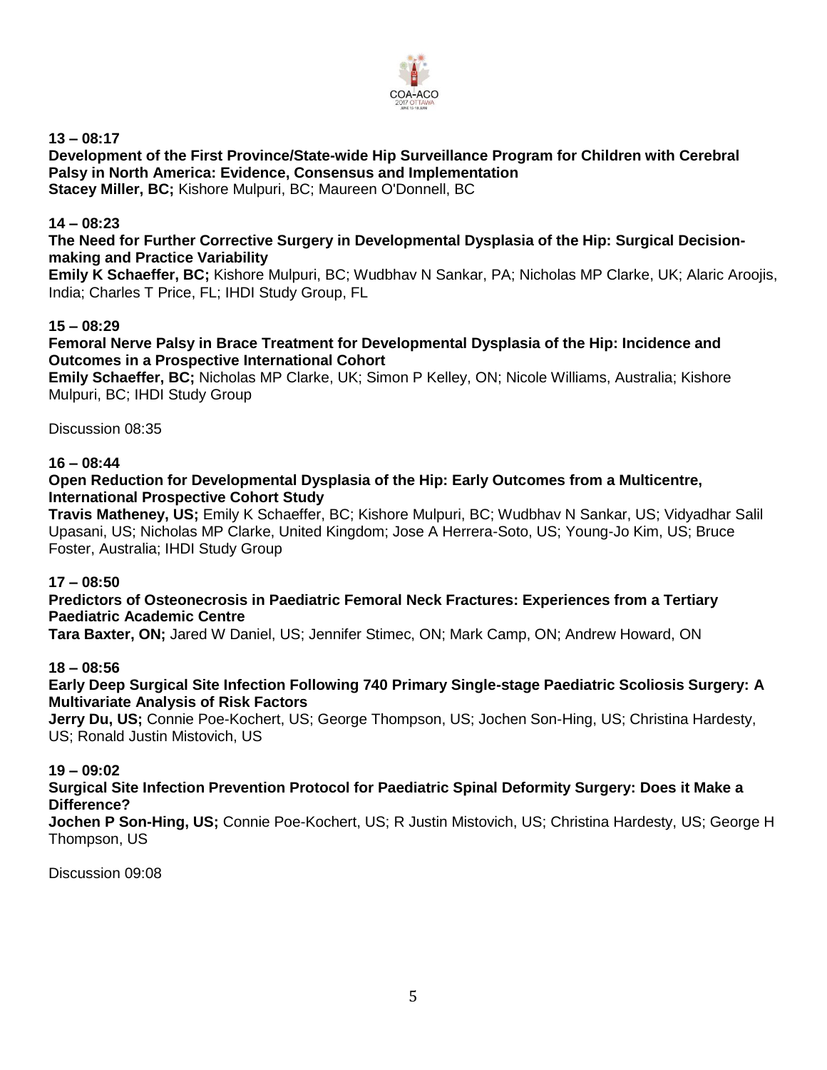**13 – 08:17**
**Development of the First Province/State-wide Hip Surveillance Program for Children with Cerebral Palsy in North America: Evidence, Consensus and Implementation**
**Stacey Miller, BC;** Kishore Mulpuri, BC; Maureen O'Donnell, BC

**14 – 08:23**
**The Need for Further Corrective Surgery in Developmental Dysplasia of the Hip: Surgical Decision-making and Practice Variability**
**Emily K Schaeffer, BC;** Kishore Mulpuri, BC; Wudbhav N Sankar, PA; Nicholas MP Clarke, UK; Alaric Aroojis, India; Charles T Price, FL; IHDI Study Group, FL

**15 – 08:29**
**Femoral Nerve Palsy in Brace Treatment for Developmental Dysplasia of the Hip: Incidence and Outcomes in a Prospective International Cohort**
**Emily Schaeffer, BC;** Nicholas MP Clarke, UK; Simon P Kelley, ON; Nicole Williams, Australia; Kishore Mulpuri, BC; IHDI Study Group

Discussion 08:35

**16 – 08:44**
**Open Reduction for Developmental Dysplasia of the Hip: Early Outcomes from a Multicentre, International Prospective Cohort Study**
**Travis Matheney, US;** Emily K Schaeffer, BC; Kishore Mulpuri, BC; Wudbhav N Sankar, US; Vidyadhar Salil Upasani, US; Nicholas MP Clarke, United Kingdom; Jose A Herrera-Soto, US; Young-Jo Kim, US; Bruce Foster, Australia; IHDI Study Group

**17 – 08:50**
**Predictors of Osteonecrosis in Paediatric Femoral Neck Fractures: Experiences from a Tertiary Paediatric Academic Centre**
**Tara Baxter, ON;** Jared W Daniel, US; Jennifer Stimec, ON; Mark Camp, ON; Andrew Howard, ON

**18 – 08:56**
**Early Deep Surgical Site Infection Following 740 Primary Single-stage Paediatric Scoliosis Surgery: A Multivariate Analysis of Risk Factors**
**Jerry Du, US;** Connie Poe-Kochert, US; George Thompson, US; Jochen Son-Hing, US; Christina Hardesty, US; Ronald Justin Mistovich, US

**19 – 09:02**
**Surgical Site Infection Prevention Protocol for Paediatric Spinal Deformity Surgery: Does it Make a Difference?**
**Jochen P Son-Hing, US;** Connie Poe-Kochert, US; R Justin Mistovich, US; Christina Hardesty, US; George H Thompson, US

Discussion 09:08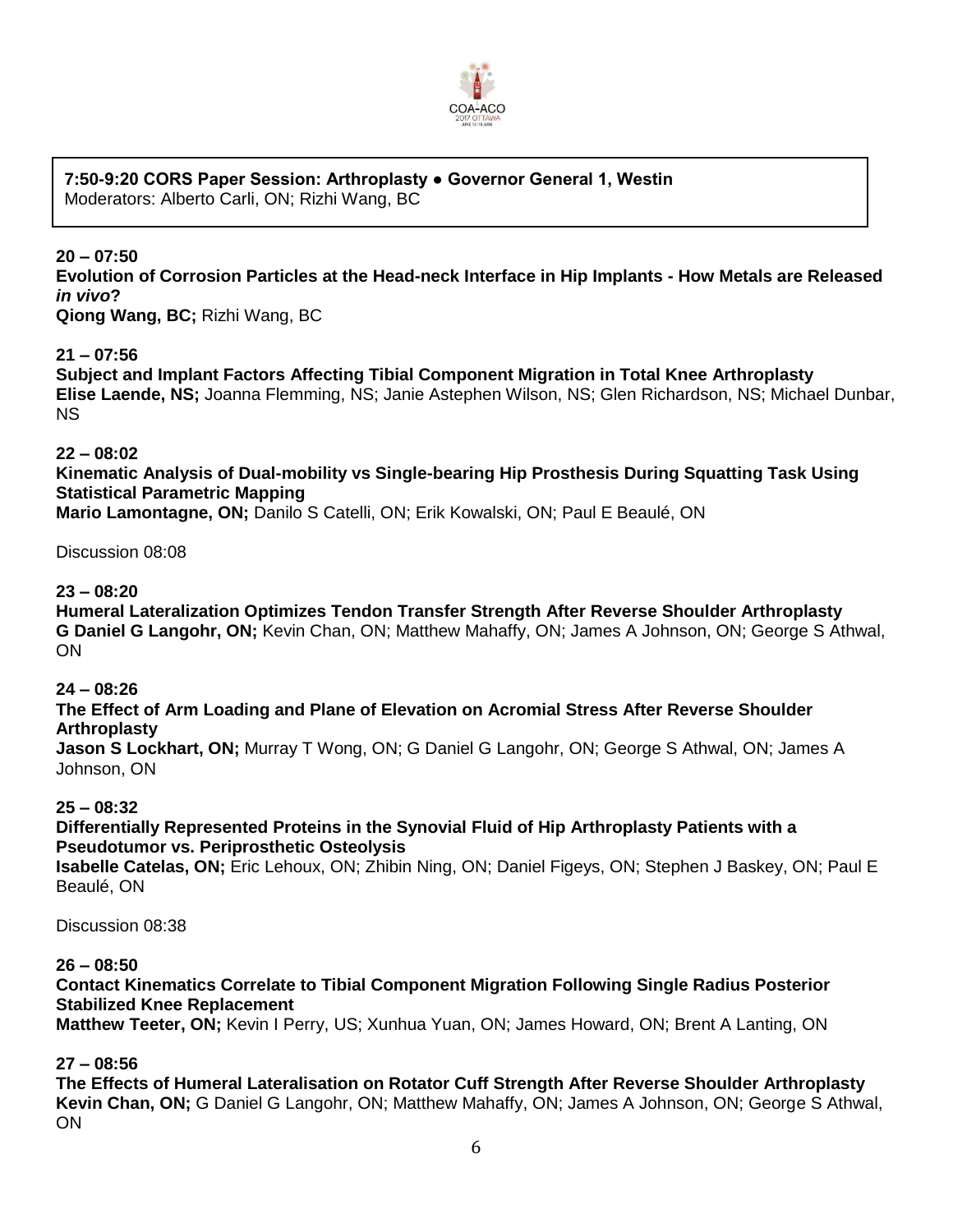**7:50-9:20 CORS Paper Session: Arthroplasty ● Governor General 1, Westin**
Moderators: Alberto Carli, ON; Rizhi Wang, BC

**20 – 07:50**
**Evolution of Corrosion Particles at the Head-neck Interface in Hip Implants - How Metals are Released *in vivo*?**
**Qiong Wang, BC;** Rizhi Wang, BC

**21 – 07:56**
**Subject and Implant Factors Affecting Tibial Component Migration in Total Knee Arthroplasty**
**Elise Laende, NS;** Joanna Flemming, NS; Janie Astephen Wilson, NS; Glen Richardson, NS; Michael Dunbar, NS

**22 – 08:02**
**Kinematic Analysis of Dual-mobility vs Single-bearing Hip Prosthesis During Squatting Task Using Statistical Parametric Mapping**
**Mario Lamontagne, ON;** Danilo S Catelli, ON; Erik Kowalski, ON; Paul E Beaulé, ON

Discussion 08:08

**23 – 08:20**
**Humeral Lateralization Optimizes Tendon Transfer Strength After Reverse Shoulder Arthroplasty**
**G Daniel G Langohr, ON;** Kevin Chan, ON; Matthew Mahaffy, ON; James A Johnson, ON; George S Athwal, ON

**24 – 08:26**
**The Effect of Arm Loading and Plane of Elevation on Acromial Stress After Reverse Shoulder Arthroplasty**
**Jason S Lockhart, ON;** Murray T Wong, ON; G Daniel G Langohr, ON; George S Athwal, ON; James A Johnson, ON

**25 – 08:32**
**Differentially Represented Proteins in the Synovial Fluid of Hip Arthroplasty Patients with a Pseudotumor vs. Periprosthetic Osteolysis**
**Isabelle Catelas, ON;** Eric Lehoux, ON; Zhibin Ning, ON; Daniel Figeys, ON; Stephen J Baskey, ON; Paul E Beaulé, ON

Discussion 08:38

**26 – 08:50**
**Contact Kinematics Correlate to Tibial Component Migration Following Single Radius Posterior Stabilized Knee Replacement**
**Matthew Teeter, ON;** Kevin I Perry, US; Xunhua Yuan, ON; James Howard, ON; Brent A Lanting, ON

**27 – 08:56**
**The Effects of Humeral Lateralisation on Rotator Cuff Strength After Reverse Shoulder Arthroplasty**
**Kevin Chan, ON;** G Daniel G Langohr, ON; Matthew Mahaffy, ON; James A Johnson, ON; George S Athwal, ON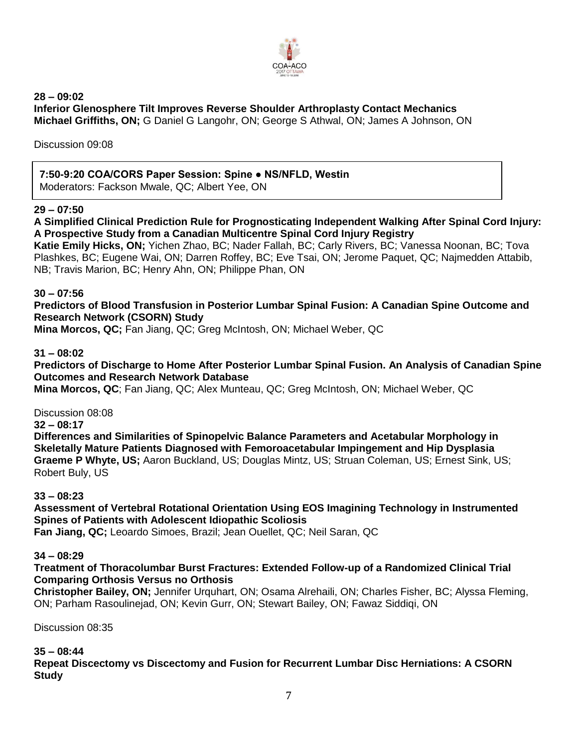**28 – 09:02**
**Inferior Glenosphere Tilt Improves Reverse Shoulder Arthroplasty Contact Mechanics**
**Michael Griffiths, ON;** G Daniel G Langohr, ON; George S Athwal, ON; James A Johnson, ON

Discussion 09:08

**7:50-9:20 COA/CORS Paper Session: Spine ● NS/NFLD, Westin**
Moderators: Fackson Mwale, QC; Albert Yee, ON

**29 – 07:50**
**A Simplified Clinical Prediction Rule for Prognosticating Independent Walking After Spinal Cord Injury: A Prospective Study from a Canadian Multicentre Spinal Cord Injury Registry**
**Katie Emily Hicks, ON;** Yichen Zhao, BC; Nader Fallah, BC; Carly Rivers, BC; Vanessa Noonan, BC; Tova Plashkes, BC; Eugene Wai, ON; Darren Roffey, BC; Eve Tsai, ON; Jerome Paquet, QC; Najmedden Attabib, NB; Travis Marion, BC; Henry Ahn, ON; Philippe Phan, ON

**30 – 07:56**
**Predictors of Blood Transfusion in Posterior Lumbar Spinal Fusion: A Canadian Spine Outcome and Research Network (CSORN) Study**
**Mina Morcos, QC;** Fan Jiang, QC; Greg McIntosh, ON; Michael Weber, QC

**31 – 08:02**
**Predictors of Discharge to Home After Posterior Lumbar Spinal Fusion. An Analysis of Canadian Spine Outcomes and Research Network Database**
**Mina Morcos, QC**; Fan Jiang, QC; Alex Munteau, QC; Greg McIntosh, ON; Michael Weber, QC

Discussion 08:08

**32 – 08:17**
**Differences and Similarities of Spinopelvic Balance Parameters and Acetabular Morphology in Skeletally Mature Patients Diagnosed with Femoroacetabular Impingement and Hip Dysplasia**
**Graeme P Whyte, US;** Aaron Buckland, US; Douglas Mintz, US; Struan Coleman, US; Ernest Sink, US; Robert Buly, US

**33 – 08:23**
**Assessment of Vertebral Rotational Orientation Using EOS Imagining Technology in Instrumented Spines of Patients with Adolescent Idiopathic Scoliosis**
**Fan Jiang, QC;** Leoardo Simoes, Brazil; Jean Ouellet, QC; Neil Saran, QC

**34 – 08:29**
**Treatment of Thoracolumbar Burst Fractures: Extended Follow-up of a Randomized Clinical Trial Comparing Orthosis Versus no Orthosis**
**Christopher Bailey, ON;** Jennifer Urquhart, ON; Osama Alrehaili, ON; Charles Fisher, BC; Alyssa Fleming, ON; Parham Rasoulinejad, ON; Kevin Gurr, ON; Stewart Bailey, ON; Fawaz Siddiqi, ON

Discussion 08:35

**35 – 08:44**
**Repeat Discectomy vs Discectomy and Fusion for Recurrent Lumbar Disc Herniations: A CSORN Study**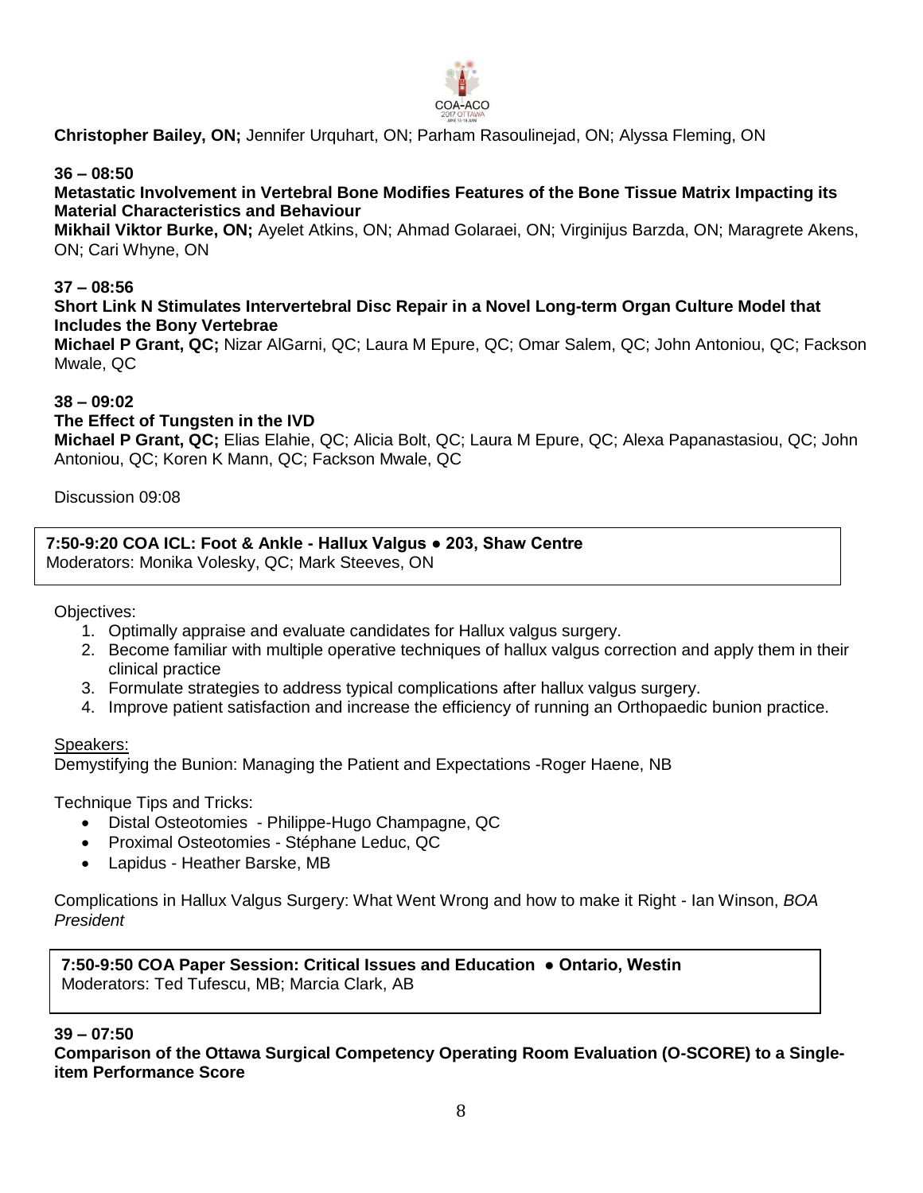**Christopher Bailey, ON;** Jennifer Urquhart, ON; Parham Rasoulinejad, ON; Alyssa Fleming, ON

**36 – 08:50**

**Metastatic Involvement in Vertebral Bone Modifies Features of the Bone Tissue Matrix Impacting its Material Characteristics and Behaviour**

**Mikhail Viktor Burke, ON;** Ayelet Atkins, ON; Ahmad Golaraei, ON; Virginijus Barzda, ON; Maragrete Akens, ON; Cari Whyne, ON

**37 – 08:56**

**Short Link N Stimulates Intervertebral Disc Repair in a Novel Long-term Organ Culture Model that Includes the Bony Vertebrae**

**Michael P Grant, QC;** Nizar AlGarni, QC; Laura M Epure, QC; Omar Salem, QC; John Antoniou, QC; Fackson Mwale, QC

**38 – 09:02**

**The Effect of Tungsten in the IVD**

**Michael P Grant, QC;** Elias Elahie, QC; Alicia Bolt, QC; Laura M Epure, QC; Alexa Papanastasiou, QC; John Antoniou, QC; Koren K Mann, QC; Fackson Mwale, QC

Discussion 09:08

**7:50-9:20 COA ICL: Foot & Ankle - Hallux Valgus ● 203, Shaw Centre**
Moderators: Monika Volesky, QC; Mark Steeves, ON

Objectives:

1. Optimally appraise and evaluate candidates for Hallux valgus surgery.
2. Become familiar with multiple operative techniques of hallux valgus correction and apply them in their clinical practice
3. Formulate strategies to address typical complications after hallux valgus surgery.
4. Improve patient satisfaction and increase the efficiency of running an Orthopaedic bunion practice.

Speakers:

Demystifying the Bunion: Managing the Patient and Expectations -Roger Haene, NB

Technique Tips and Tricks:

- Distal Osteotomies - Philippe-Hugo Champagne, QC
- Proximal Osteotomies - Stéphane Leduc, QC
- Lapidus - Heather Barske, MB

Complications in Hallux Valgus Surgery: What Went Wrong and how to make it Right - Ian Winson, *BOA President*

**7:50-9:50 COA Paper Session: Critical Issues and Education ● Ontario, Westin**
Moderators: Ted Tufescu, MB; Marcia Clark, AB

**39 – 07:50**

**Comparison of the Ottawa Surgical Competency Operating Room Evaluation (O-SCORE) to a Single-item Performance Score**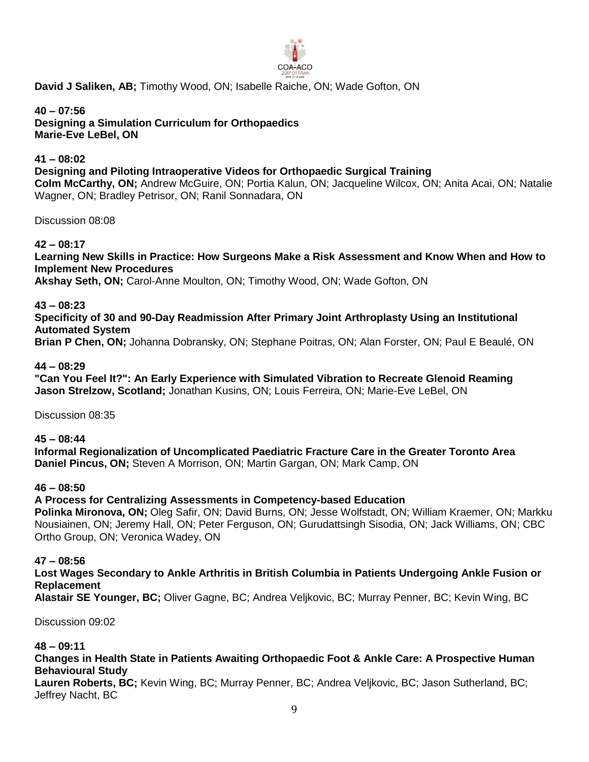**David J Saliken, AB;** Timothy Wood, ON; Isabelle Raiche, ON; Wade Gofton, ON

**40 – 07:56**
**Designing a Simulation Curriculum for Orthopaedics**
**Marie-Eve LeBel, ON**

**41 – 08:02**
**Designing and Piloting Intraoperative Videos for Orthopaedic Surgical Training**
**Colm McCarthy, ON;** Andrew McGuire, ON; Portia Kalun, ON; Jacqueline Wilcox, ON; Anita Acai, ON; Natalie Wagner, ON; Bradley Petrisor, ON; Ranil Sonnadara, ON

Discussion 08:08

**42 – 08:17**
**Learning New Skills in Practice: How Surgeons Make a Risk Assessment and Know When and How to Implement New Procedures**
**Akshay Seth, ON;** Carol-Anne Moulton, ON; Timothy Wood, ON; Wade Gofton, ON

**43 – 08:23**
**Specificity of 30 and 90-Day Readmission After Primary Joint Arthroplasty Using an Institutional Automated System**
**Brian P Chen, ON;** Johanna Dobransky, ON; Stephane Poitras, ON; Alan Forster, ON; Paul E Beaulé, ON

**44 – 08:29**
**"Can You Feel It?": An Early Experience with Simulated Vibration to Recreate Glenoid Reaming**
**Jason Strelzow, Scotland;** Jonathan Kusins, ON; Louis Ferreira, ON; Marie-Eve LeBel, ON

Discussion 08:35

**45 – 08:44**
**Informal Regionalization of Uncomplicated Paediatric Fracture Care in the Greater Toronto Area**
**Daniel Pincus, ON;** Steven A Morrison, ON; Martin Gargan, ON; Mark Camp, ON

**46 – 08:50**
**A Process for Centralizing Assessments in Competency-based Education**
**Polinka Mironova, ON;** Oleg Safir, ON; David Burns, ON; Jesse Wolfstadt, ON; William Kraemer, ON; Markku Nousiainen, ON; Jeremy Hall, ON; Peter Ferguson, ON; Gurudattsingh Sisodia, ON; Jack Williams, ON; CBC Ortho Group, ON; Veronica Wadey, ON

**47 – 08:56**
**Lost Wages Secondary to Ankle Arthritis in British Columbia in Patients Undergoing Ankle Fusion or Replacement**
**Alastair SE Younger, BC;** Oliver Gagne, BC; Andrea Veljkovic, BC; Murray Penner, BC; Kevin Wing, BC

Discussion 09:02

**48 – 09:11**
**Changes in Health State in Patients Awaiting Orthopaedic Foot & Ankle Care: A Prospective Human Behavioural Study**
**Lauren Roberts, BC;** Kevin Wing, BC; Murray Penner, BC; Andrea Veljkovic, BC; Jason Sutherland, BC; Jeffrey Nacht, BC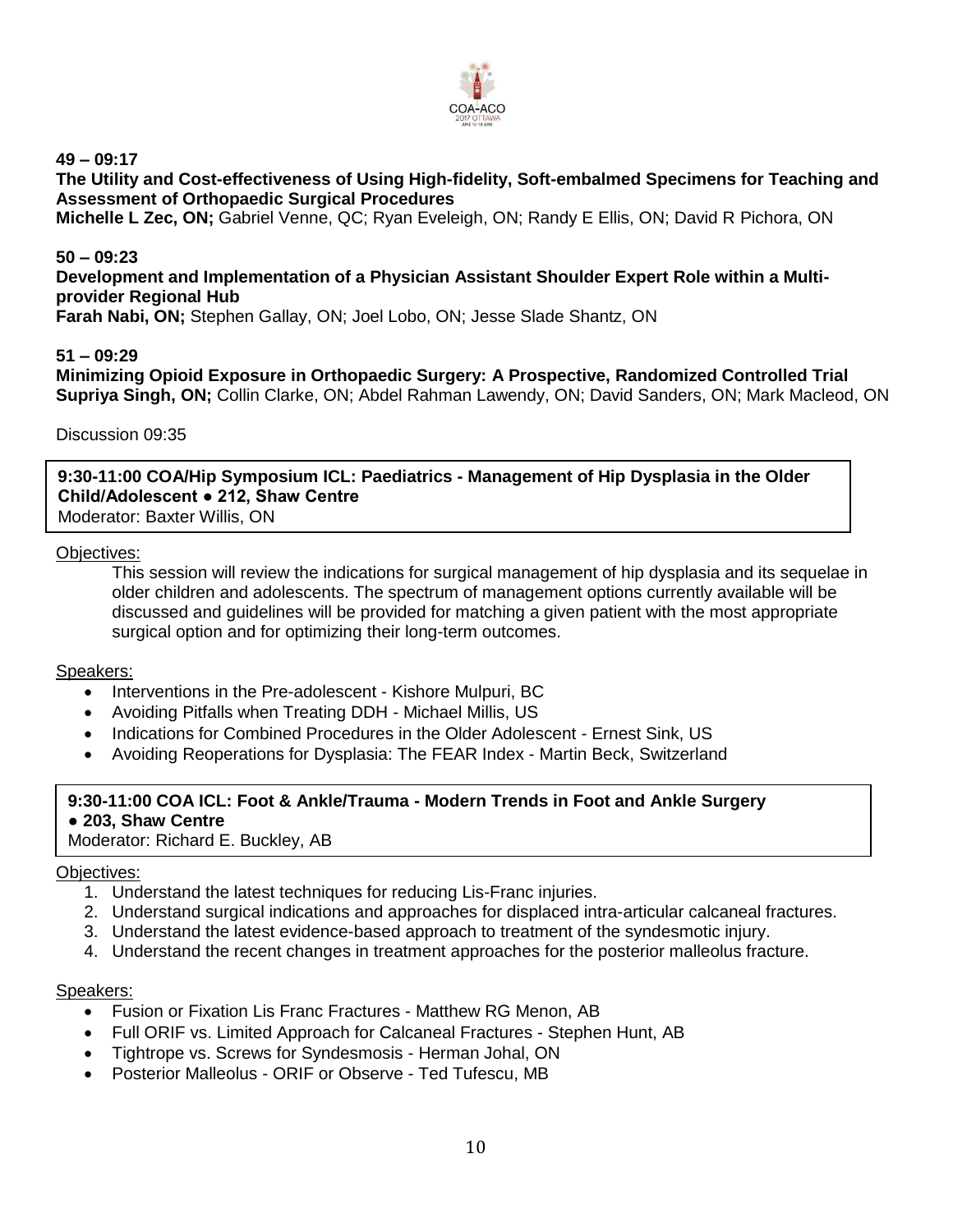**49 – 09:17**
**The Utility and Cost-effectiveness of Using High-fidelity, Soft-embalmed Specimens for Teaching and Assessment of Orthopaedic Surgical Procedures**
**Michelle L Zec, ON;** Gabriel Venne, QC; Ryan Eveleigh, ON; Randy E Ellis, ON; David R Pichora, ON

**50 – 09:23**
**Development and Implementation of a Physician Assistant Shoulder Expert Role within a Multi-provider Regional Hub**
**Farah Nabi, ON;** Stephen Gallay, ON; Joel Lobo, ON; Jesse Slade Shantz, ON

**51 – 09:29**
**Minimizing Opioid Exposure in Orthopaedic Surgery: A Prospective, Randomized Controlled Trial**
**Supriya Singh, ON;** Collin Clarke, ON; Abdel Rahman Lawendy, ON; David Sanders, ON; Mark Macleod, ON

Discussion 09:35

**9:30-11:00 COA/Hip Symposium ICL: Paediatrics - Management of Hip Dysplasia in the Older Child/Adolescent ● 212, Shaw Centre**
Moderator: Baxter Willis, ON

Objectives:

This session will review the indications for surgical management of hip dysplasia and its sequelae in older children and adolescents. The spectrum of management options currently available will be discussed and guidelines will be provided for matching a given patient with the most appropriate surgical option and for optimizing their long-term outcomes.

Speakers:

- Interventions in the Pre-adolescent - Kishore Mulpuri, BC
- Avoiding Pitfalls when Treating DDH - Michael Millis, US
- Indications for Combined Procedures in the Older Adolescent - Ernest Sink, US
- Avoiding Reoperations for Dysplasia: The FEAR Index - Martin Beck, Switzerland

**9:30-11:00 COA ICL: Foot & Ankle/Trauma - Modern Trends in Foot and Ankle Surgery ● 203, Shaw Centre**
Moderator: Richard E. Buckley, AB

Objectives:

1. Understand the latest techniques for reducing Lis-Franc injuries.
2. Understand surgical indications and approaches for displaced intra-articular calcaneal fractures.
3. Understand the latest evidence-based approach to treatment of the syndesmotic injury.
4. Understand the recent changes in treatment approaches for the posterior malleolus fracture.

Speakers:

- Fusion or Fixation Lis Franc Fractures - Matthew RG Menon, AB
- Full ORIF vs. Limited Approach for Calcaneal Fractures - Stephen Hunt, AB
- Tightrope vs. Screws for Syndesmosis - Herman Johal, ON
- Posterior Malleolus - ORIF or Observe - Ted Tufescu, MB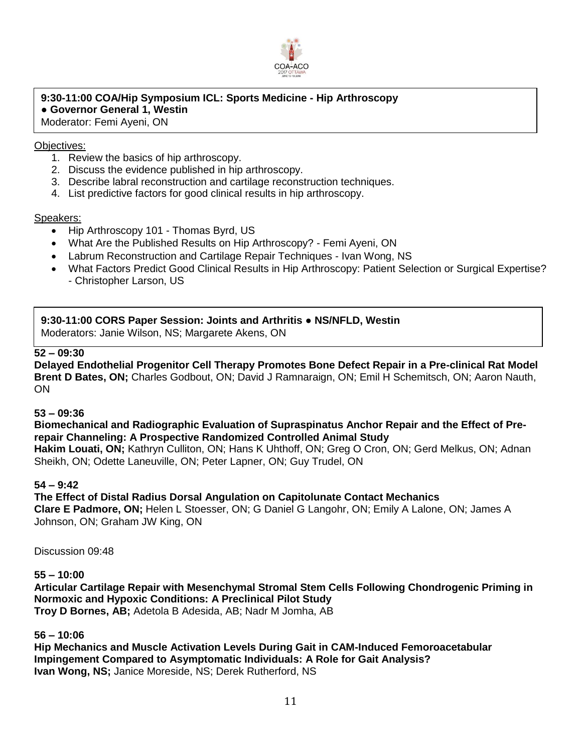**9:30-11:00 COA/Hip Symposium ICL: Sports Medicine - Hip Arthroscopy**
**● Governor General 1, Westin**
Moderator: Femi Ayeni, ON

Objectives:

1. Review the basics of hip arthroscopy.
2. Discuss the evidence published in hip arthroscopy.
3. Describe labral reconstruction and cartilage reconstruction techniques.
4. List predictive factors for good clinical results in hip arthroscopy.

Speakers:

- Hip Arthroscopy 101 - Thomas Byrd, US
- What Are the Published Results on Hip Arthroscopy? - Femi Ayeni, ON
- Labrum Reconstruction and Cartilage Repair Techniques - Ivan Wong, NS
- What Factors Predict Good Clinical Results in Hip Arthroscopy: Patient Selection or Surgical Expertise? - Christopher Larson, US

**9:30-11:00 CORS Paper Session: Joints and Arthritis ● NS/NFLD, Westin**
Moderators: Janie Wilson, NS; Margarete Akens, ON

**52 – 09:30**
**Delayed Endothelial Progenitor Cell Therapy Promotes Bone Defect Repair in a Pre-clinical Rat Model**
**Brent D Bates, ON;** Charles Godbout, ON; David J Ramnaraign, ON; Emil H Schemitsch, ON; Aaron Nauth, ON

**53 – 09:36**
**Biomechanical and Radiographic Evaluation of Supraspinatus Anchor Repair and the Effect of Pre-repair Channeling: A Prospective Randomized Controlled Animal Study**
**Hakim Louati, ON;** Kathryn Culliton, ON; Hans K Uhthoff, ON; Greg O Cron, ON; Gerd Melkus, ON; Adnan Sheikh, ON; Odette Laneuville, ON; Peter Lapner, ON; Guy Trudel, ON

**54 – 9:42**
**The Effect of Distal Radius Dorsal Angulation on Capitolunate Contact Mechanics**
**Clare E Padmore, ON;** Helen L Stoesser, ON; G Daniel G Langohr, ON; Emily A Lalone, ON; James A Johnson, ON; Graham JW King, ON

Discussion 09:48

**55 – 10:00**
**Articular Cartilage Repair with Mesenchymal Stromal Stem Cells Following Chondrogenic Priming in Normoxic and Hypoxic Conditions: A Preclinical Pilot Study**
**Troy D Bornes, AB;** Adetola B Adesida, AB; Nadr M Jomha, AB

**56 – 10:06**
**Hip Mechanics and Muscle Activation Levels During Gait in CAM-Induced Femoroacetabular Impingement Compared to Asymptomatic Individuals: A Role for Gait Analysis?**
**Ivan Wong, NS;** Janice Moreside, NS; Derek Rutherford, NS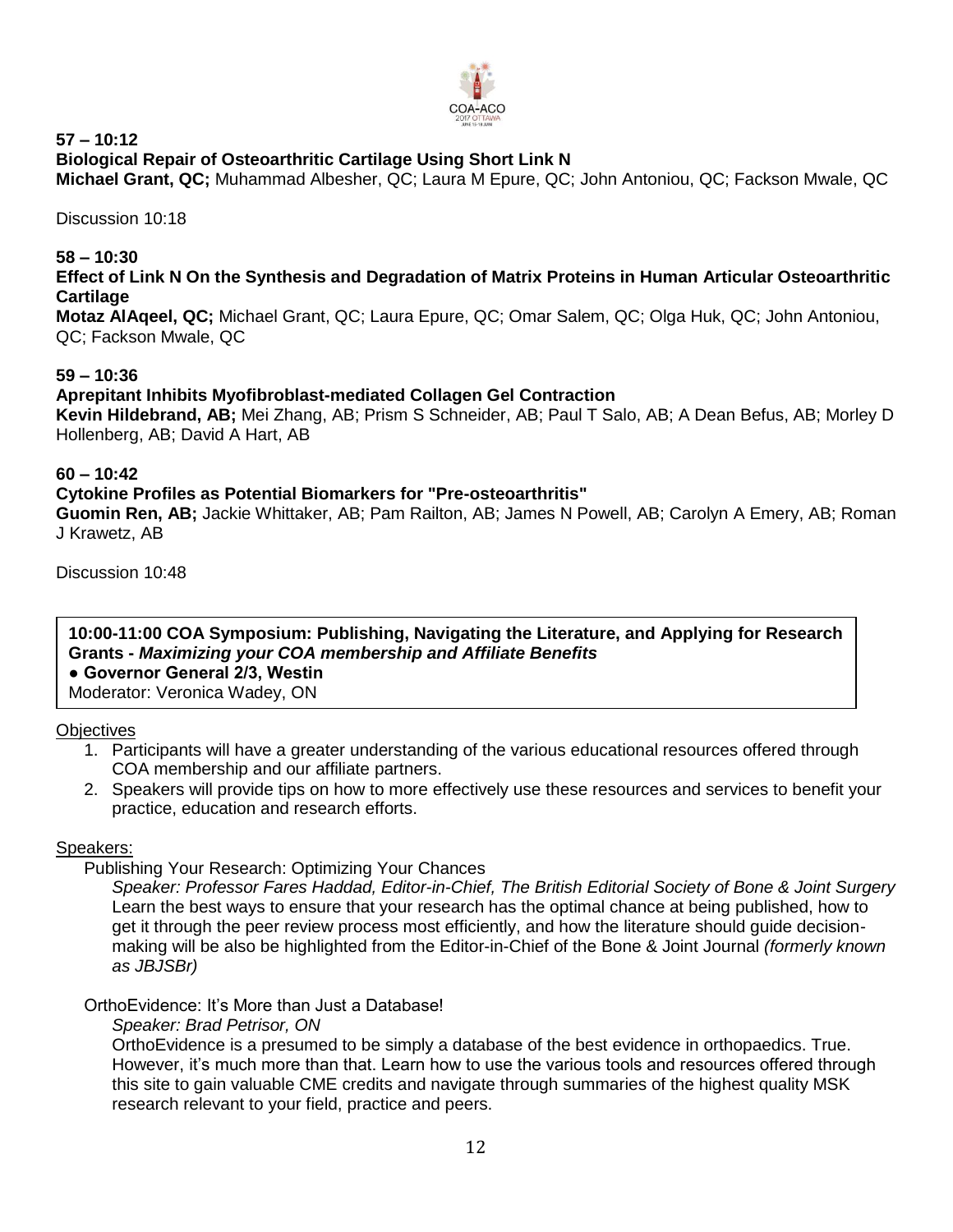**57 – 10:12**
**Biological Repair of Osteoarthritic Cartilage Using Short Link N**
**Michael Grant, QC;** Muhammad Albesher, QC; Laura M Epure, QC; John Antoniou, QC; Fackson Mwale, QC

Discussion 10:18

**58 – 10:30**
**Effect of Link N On the Synthesis and Degradation of Matrix Proteins in Human Articular Osteoarthritic Cartilage**
**Motaz AlAqeel, QC;** Michael Grant, QC; Laura Epure, QC; Omar Salem, QC; Olga Huk, QC; John Antoniou, QC; Fackson Mwale, QC

**59 – 10:36**
**Aprepitant Inhibits Myofibroblast-mediated Collagen Gel Contraction**
**Kevin Hildebrand, AB;** Mei Zhang, AB; Prism S Schneider, AB; Paul T Salo, AB; A Dean Befus, AB; Morley D Hollenberg, AB; David A Hart, AB

**60 – 10:42**
**Cytokine Profiles as Potential Biomarkers for "Pre-osteoarthritis"**
**Guomin Ren, AB;** Jackie Whittaker, AB; Pam Railton, AB; James N Powell, AB; Carolyn A Emery, AB; Roman J Krawetz, AB

Discussion 10:48

**10:00-11:00 COA Symposium: Publishing, Navigating the Literature, and Applying for Research Grants -** ***Maximizing your COA membership and Affiliate Benefits***
**● Governor General 2/3, Westin**
Moderator: Veronica Wadey, ON

Objectives

1. Participants will have a greater understanding of the various educational resources offered through COA membership and our affiliate partners.
2. Speakers will provide tips on how to more effectively use these resources and services to benefit your practice, education and research efforts.

Speakers:

Publishing Your Research: Optimizing Your Chances
*Speaker: Professor Fares Haddad, Editor-in-Chief, The British Editorial Society of Bone & Joint Surgery*
Learn the best ways to ensure that your research has the optimal chance at being published, how to get it through the peer review process most efficiently, and how the literature should guide decision-making will be also be highlighted from the Editor-in-Chief of the Bone & Joint Journal *(formerly known as JBJSBr)*

OrthoEvidence: It's More than Just a Database!
*Speaker: Brad Petrisor, ON*
OrthoEvidence is a presumed to be simply a database of the best evidence in orthopaedics. True. However, it's much more than that. Learn how to use the various tools and resources offered through this site to gain valuable CME credits and navigate through summaries of the highest quality MSK research relevant to your field, practice and peers.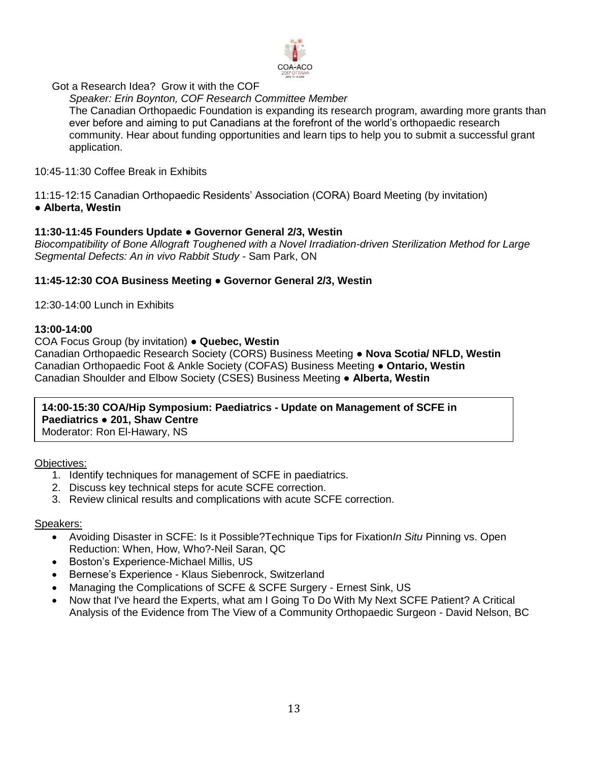Got a Research Idea? Grow it with the COF

*Speaker: Erin Boynton, COF Research Committee Member*

The Canadian Orthopaedic Foundation is expanding its research program, awarding more grants than ever before and aiming to put Canadians at the forefront of the world's orthopaedic research community. Hear about funding opportunities and learn tips to help you to submit a successful grant application.

10:45-11:30 Coffee Break in Exhibits

11:15-12:15 Canadian Orthopaedic Residents' Association (CORA) Board Meeting (by invitation) **● Alberta, Westin**

**11:30-11:45 Founders Update ● Governor General 2/3, Westin**

*Biocompatibility of Bone Allograft Toughened with a Novel Irradiation-driven Sterilization Method for Large Segmental Defects: An in vivo Rabbit Study* - Sam Park, ON

**11:45-12:30 COA Business Meeting ● Governor General 2/3, Westin**

12:30-14:00 Lunch in Exhibits

**13:00-14:00**

COA Focus Group (by invitation) ● **Quebec, Westin**

Canadian Orthopaedic Research Society (CORS) Business Meeting ● **Nova Scotia/ NFLD, Westin**

Canadian Orthopaedic Foot & Ankle Society (COFAS) Business Meeting ● **Ontario, Westin**

Canadian Shoulder and Elbow Society (CSES) Business Meeting ● **Alberta, Westin**

**14:00-15:30 COA/Hip Symposium: Paediatrics - Update on Management of SCFE in Paediatrics ● 201, Shaw Centre**

Moderator: Ron El-Hawary, NS

Objectives:

1. Identify techniques for management of SCFE in paediatrics.
2. Discuss key technical steps for acute SCFE correction.
3. Review clinical results and complications with acute SCFE correction.

Speakers:

- Avoiding Disaster in SCFE: Is it Possible?Technique Tips for Fixation*In Situ* Pinning vs. Open Reduction: When, How, Who?-Neil Saran, QC
- Boston's Experience-Michael Millis, US
- Bernese's Experience - Klaus Siebenrock, Switzerland
- Managing the Complications of SCFE & SCFE Surgery - Ernest Sink, US
- Now that I've heard the Experts, what am I Going To Do With My Next SCFE Patient? A Critical Analysis of the Evidence from The View of a Community Orthopaedic Surgeon - David Nelson, BC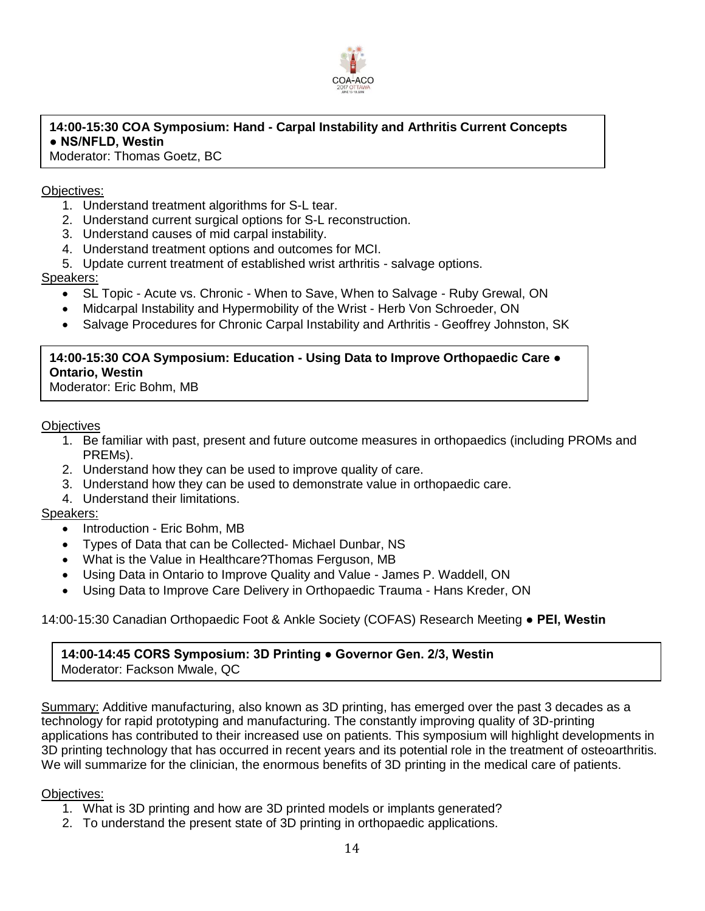**14:00-15:30 COA Symposium: Hand - Carpal Instability and Arthritis Current Concepts ● NS/NFLD, Westin**
Moderator: Thomas Goetz, BC

Objectives:

1. Understand treatment algorithms for S-L tear.
2. Understand current surgical options for S-L reconstruction.
3. Understand causes of mid carpal instability.
4. Understand treatment options and outcomes for MCI.
5. Update current treatment of established wrist arthritis - salvage options.

Speakers:

- SL Topic - Acute vs. Chronic - When to Save, When to Salvage - Ruby Grewal, ON
- Midcarpal Instability and Hypermobility of the Wrist - Herb Von Schroeder, ON
- Salvage Procedures for Chronic Carpal Instability and Arthritis - Geoffrey Johnston, SK

**14:00-15:30 COA Symposium: Education - Using Data to Improve Orthopaedic Care ● Ontario, Westin**
Moderator: Eric Bohm, MB

Objectives

1. Be familiar with past, present and future outcome measures in orthopaedics (including PROMs and PREMs).
2. Understand how they can be used to improve quality of care.
3. Understand how they can be used to demonstrate value in orthopaedic care.
4. Understand their limitations.

Speakers:

- Introduction - Eric Bohm, MB
- Types of Data that can be Collected- Michael Dunbar, NS
- What is the Value in Healthcare?Thomas Ferguson, MB
- Using Data in Ontario to Improve Quality and Value - James P. Waddell, ON
- Using Data to Improve Care Delivery in Orthopaedic Trauma - Hans Kreder, ON

14:00-15:30 Canadian Orthopaedic Foot & Ankle Society (COFAS) Research Meeting ● **PEI, Westin**

**14:00-14:45 CORS Symposium: 3D Printing ● Governor Gen. 2/3, Westin**
Moderator: Fackson Mwale, QC

Summary: Additive manufacturing, also known as 3D printing, has emerged over the past 3 decades as a technology for rapid prototyping and manufacturing. The constantly improving quality of 3D-printing applications has contributed to their increased use on patients. This symposium will highlight developments in 3D printing technology that has occurred in recent years and its potential role in the treatment of osteoarthritis. We will summarize for the clinician, the enormous benefits of 3D printing in the medical care of patients.

Objectives:

1. What is 3D printing and how are 3D printed models or implants generated?
2. To understand the present state of 3D printing in orthopaedic applications.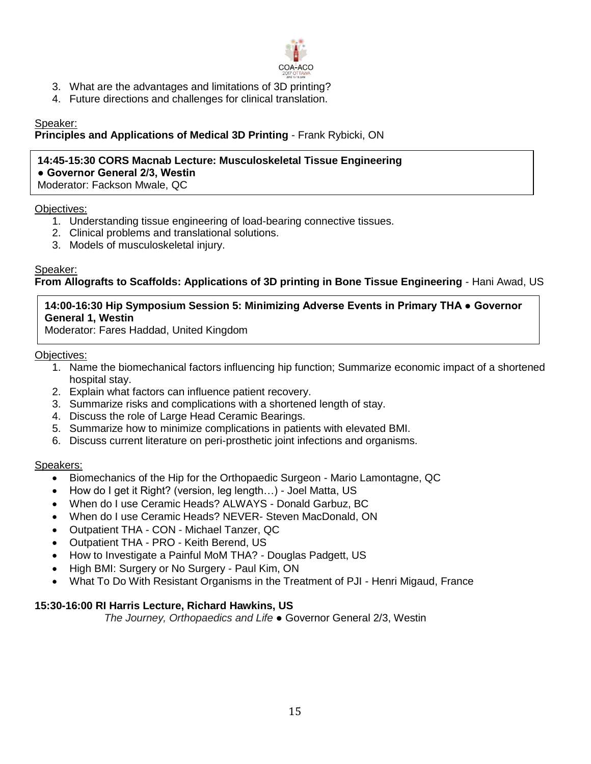3. What are the advantages and limitations of 3D printing?
4. Future directions and challenges for clinical translation.

Speaker:

**Principles and Applications of Medical 3D Printing** - Frank Rybicki, ON

**14:45-15:30 CORS Macnab Lecture: Musculoskeletal Tissue Engineering**
**● Governor General 2/3, Westin**
Moderator: Fackson Mwale, QC

Objectives:

1. Understanding tissue engineering of load-bearing connective tissues.
2. Clinical problems and translational solutions.
3. Models of musculoskeletal injury.

Speaker:

**From Allografts to Scaffolds: Applications of 3D printing in Bone Tissue Engineering** - Hani Awad, US

**14:00-16:30 Hip Symposium Session 5: Minimizing Adverse Events in Primary THA ● Governor General 1, Westin**
Moderator: Fares Haddad, United Kingdom

Objectives:

1. Name the biomechanical factors influencing hip function; Summarize economic impact of a shortened hospital stay.
2. Explain what factors can influence patient recovery.
3. Summarize risks and complications with a shortened length of stay.
4. Discuss the role of Large Head Ceramic Bearings.
5. Summarize how to minimize complications in patients with elevated BMI.
6. Discuss current literature on peri-prosthetic joint infections and organisms.

Speakers:

- Biomechanics of the Hip for the Orthopaedic Surgeon - Mario Lamontagne, QC
- How do I get it Right? (version, leg length…) - Joel Matta, US
- When do I use Ceramic Heads? ALWAYS - Donald Garbuz, BC
- When do I use Ceramic Heads? NEVER- Steven MacDonald, ON
- Outpatient THA - CON - Michael Tanzer, QC
- Outpatient THA - PRO - Keith Berend, US
- How to Investigate a Painful MoM THA? - Douglas Padgett, US
- High BMI: Surgery or No Surgery - Paul Kim, ON
- What To Do With Resistant Organisms in the Treatment of PJI - Henri Migaud, France

**15:30-16:00 RI Harris Lecture, Richard Hawkins, US**

*The Journey, Orthopaedics and Life* ● Governor General 2/3, Westin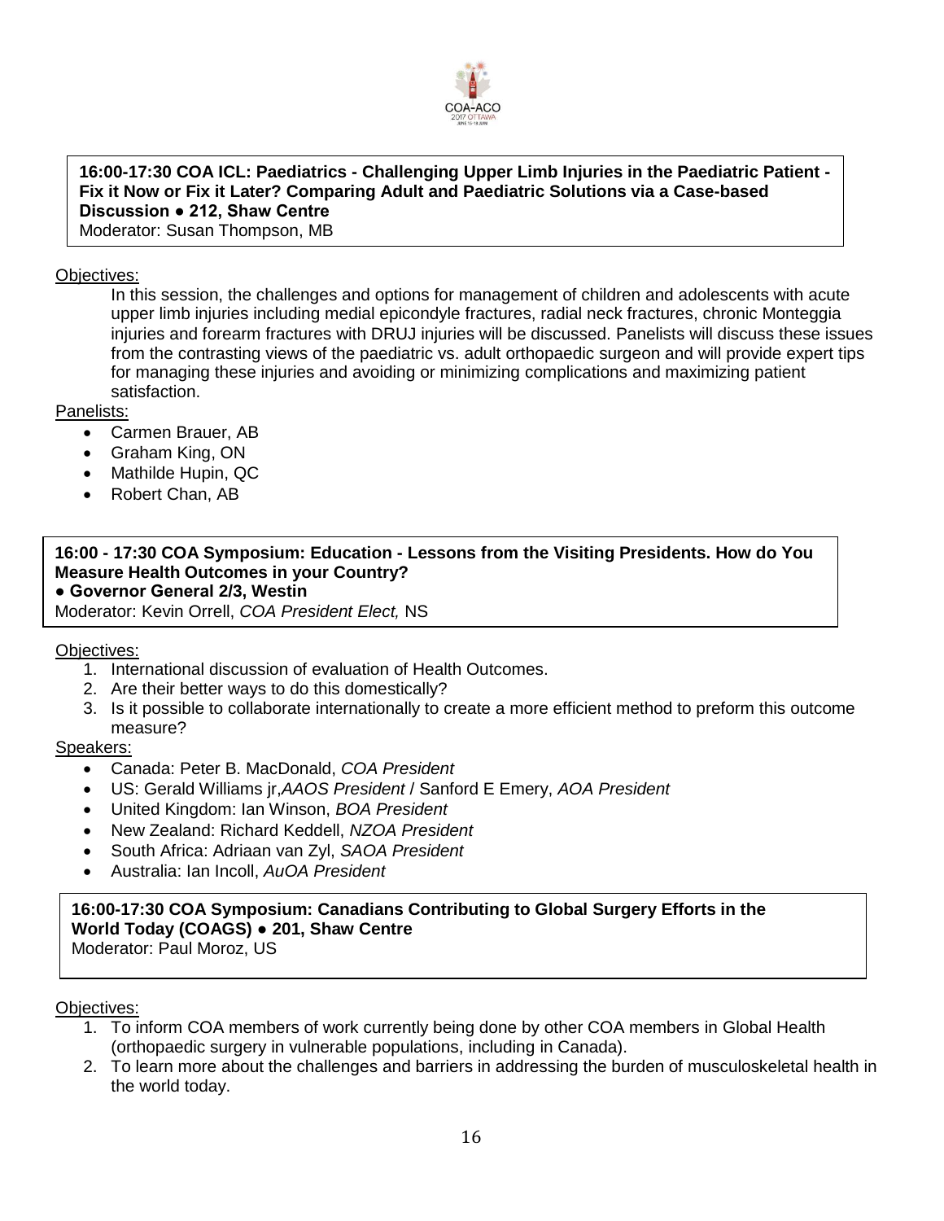**16:00-17:30 COA ICL: Paediatrics - Challenging Upper Limb Injuries in the Paediatric Patient - Fix it Now or Fix it Later? Comparing Adult and Paediatric Solutions via a Case-based Discussion ● 212, Shaw Centre**
Moderator: Susan Thompson, MB

Objectives:

In this session, the challenges and options for management of children and adolescents with acute upper limb injuries including medial epicondyle fractures, radial neck fractures, chronic Monteggia injuries and forearm fractures with DRUJ injuries will be discussed. Panelists will discuss these issues from the contrasting views of the paediatric vs. adult orthopaedic surgeon and will provide expert tips for managing these injuries and avoiding or minimizing complications and maximizing patient satisfaction.

Panelists:

- Carmen Brauer, AB
- Graham King, ON
- Mathilde Hupin, QC
- Robert Chan, AB

**16:00 - 17:30 COA Symposium: Education - Lessons from the Visiting Presidents. How do You Measure Health Outcomes in your Country?**
**● Governor General 2/3, Westin**
Moderator: Kevin Orrell, *COA President Elect,* NS

Objectives:

1. International discussion of evaluation of Health Outcomes.
2. Are their better ways to do this domestically?
3. Is it possible to collaborate internationally to create a more efficient method to preform this outcome measure?

Speakers:

- Canada: Peter B. MacDonald, *COA President*
- US: Gerald Williams jr,*AAOS President* / Sanford E Emery, *AOA President*
- United Kingdom: Ian Winson, *BOA President*
- New Zealand: Richard Keddell, *NZOA President*
- South Africa: Adriaan van Zyl, *SAOA President*
- Australia: Ian Incoll, *AuOA President*

**16:00-17:30 COA Symposium: Canadians Contributing to Global Surgery Efforts in the World Today (COAGS) ● 201, Shaw Centre**
Moderator: Paul Moroz, US

Objectives:

1. To inform COA members of work currently being done by other COA members in Global Health (orthopaedic surgery in vulnerable populations, including in Canada).
2. To learn more about the challenges and barriers in addressing the burden of musculoskeletal health in the world today.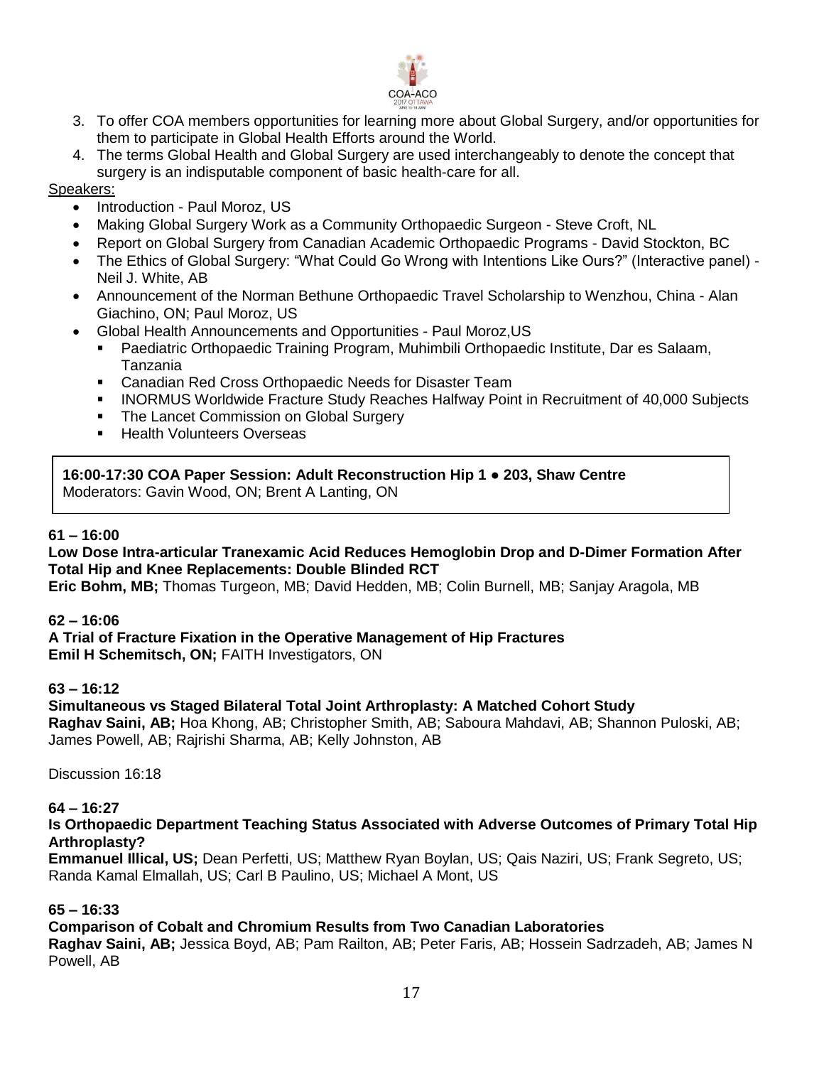3. To offer COA members opportunities for learning more about Global Surgery, and/or opportunities for them to participate in Global Health Efforts around the World.
4. The terms Global Health and Global Surgery are used interchangeably to denote the concept that surgery is an indisputable component of basic health-care for all.

Speakers:

- Introduction - Paul Moroz, US
- Making Global Surgery Work as a Community Orthopaedic Surgeon - Steve Croft, NL
- Report on Global Surgery from Canadian Academic Orthopaedic Programs - David Stockton, BC
- The Ethics of Global Surgery: "What Could Go Wrong with Intentions Like Ours?" (Interactive panel) - Neil J. White, AB
- Announcement of the Norman Bethune Orthopaedic Travel Scholarship to Wenzhou, China - Alan Giachino, ON; Paul Moroz, US
- Global Health Announcements and Opportunities - Paul Moroz,US
  - Paediatric Orthopaedic Training Program, Muhimbili Orthopaedic Institute, Dar es Salaam, Tanzania
  - Canadian Red Cross Orthopaedic Needs for Disaster Team
  - INORMUS Worldwide Fracture Study Reaches Halfway Point in Recruitment of 40,000 Subjects
  - The Lancet Commission on Global Surgery
  - Health Volunteers Overseas

**16:00-17:30 COA Paper Session: Adult Reconstruction Hip 1 ● 203, Shaw Centre**
Moderators: Gavin Wood, ON; Brent A Lanting, ON

**61 – 16:00**
**Low Dose Intra-articular Tranexamic Acid Reduces Hemoglobin Drop and D-Dimer Formation After Total Hip and Knee Replacements: Double Blinded RCT**
**Eric Bohm, MB;** Thomas Turgeon, MB; David Hedden, MB; Colin Burnell, MB; Sanjay Aragola, MB

**62 – 16:06**
**A Trial of Fracture Fixation in the Operative Management of Hip Fractures**
**Emil H Schemitsch, ON;** FAITH Investigators, ON

**63 – 16:12**
**Simultaneous vs Staged Bilateral Total Joint Arthroplasty: A Matched Cohort Study**
**Raghav Saini, AB;** Hoa Khong, AB; Christopher Smith, AB; Saboura Mahdavi, AB; Shannon Puloski, AB; James Powell, AB; Rajrishi Sharma, AB; Kelly Johnston, AB

Discussion 16:18

**64 – 16:27**
**Is Orthopaedic Department Teaching Status Associated with Adverse Outcomes of Primary Total Hip Arthroplasty?**
**Emmanuel Illical, US;** Dean Perfetti, US; Matthew Ryan Boylan, US; Qais Naziri, US; Frank Segreto, US; Randa Kamal Elmallah, US; Carl B Paulino, US; Michael A Mont, US

**65 – 16:33**
**Comparison of Cobalt and Chromium Results from Two Canadian Laboratories**
**Raghav Saini, AB;** Jessica Boyd, AB; Pam Railton, AB; Peter Faris, AB; Hossein Sadrzadeh, AB; James N Powell, AB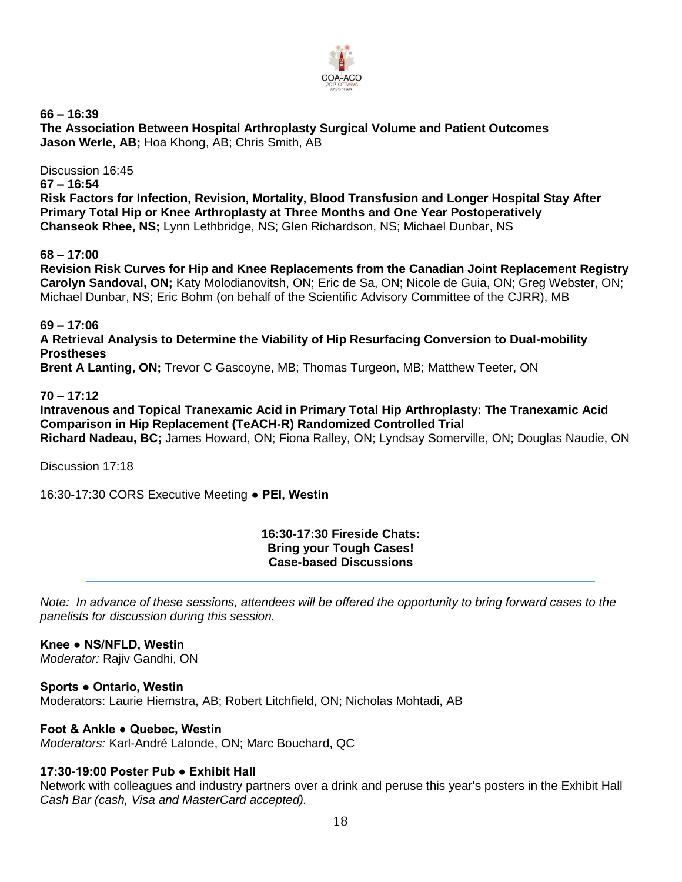**66 – 16:39**
**The Association Between Hospital Arthroplasty Surgical Volume and Patient Outcomes**
**Jason Werle, AB;** Hoa Khong, AB; Chris Smith, AB

Discussion 16:45

**67 – 16:54**
**Risk Factors for Infection, Revision, Mortality, Blood Transfusion and Longer Hospital Stay After Primary Total Hip or Knee Arthroplasty at Three Months and One Year Postoperatively**
**Chanseok Rhee, NS;** Lynn Lethbridge, NS; Glen Richardson, NS; Michael Dunbar, NS

**68 – 17:00**
**Revision Risk Curves for Hip and Knee Replacements from the Canadian Joint Replacement Registry**
**Carolyn Sandoval, ON;** Katy Molodianovitsh, ON; Eric de Sa, ON; Nicole de Guia, ON; Greg Webster, ON; Michael Dunbar, NS; Eric Bohm (on behalf of the Scientific Advisory Committee of the CJRR), MB

**69 – 17:06**
**A Retrieval Analysis to Determine the Viability of Hip Resurfacing Conversion to Dual-mobility Prostheses**
**Brent A Lanting, ON;** Trevor C Gascoyne, MB; Thomas Turgeon, MB; Matthew Teeter, ON

**70 – 17:12**
**Intravenous and Topical Tranexamic Acid in Primary Total Hip Arthroplasty: The Tranexamic Acid Comparison in Hip Replacement (TeACH-R) Randomized Controlled Trial**
**Richard Nadeau, BC;** James Howard, ON; Fiona Ralley, ON; Lyndsay Somerville, ON; Douglas Naudie, ON

Discussion 17:18

16:30-17:30 CORS Executive Meeting ● **PEI, Westin**

---

**16:30-17:30 Fireside Chats:**
**Bring your Tough Cases!**
**Case-based Discussions**

---

*Note: In advance of these sessions, attendees will be offered the opportunity to bring forward cases to the panelists for discussion during this session.*

**Knee ● NS/NFLD, Westin**
*Moderator:* Rajiv Gandhi, ON

**Sports ● Ontario, Westin**
Moderators: Laurie Hiemstra, AB; Robert Litchfield, ON; Nicholas Mohtadi, AB

**Foot & Ankle ● Quebec, Westin**
*Moderators:* Karl-André Lalonde, ON; Marc Bouchard, QC

**17:30-19:00 Poster Pub ● Exhibit Hall**
Network with colleagues and industry partners over a drink and peruse this year's posters in the Exhibit Hall
*Cash Bar (cash, Visa and MasterCard accepted).*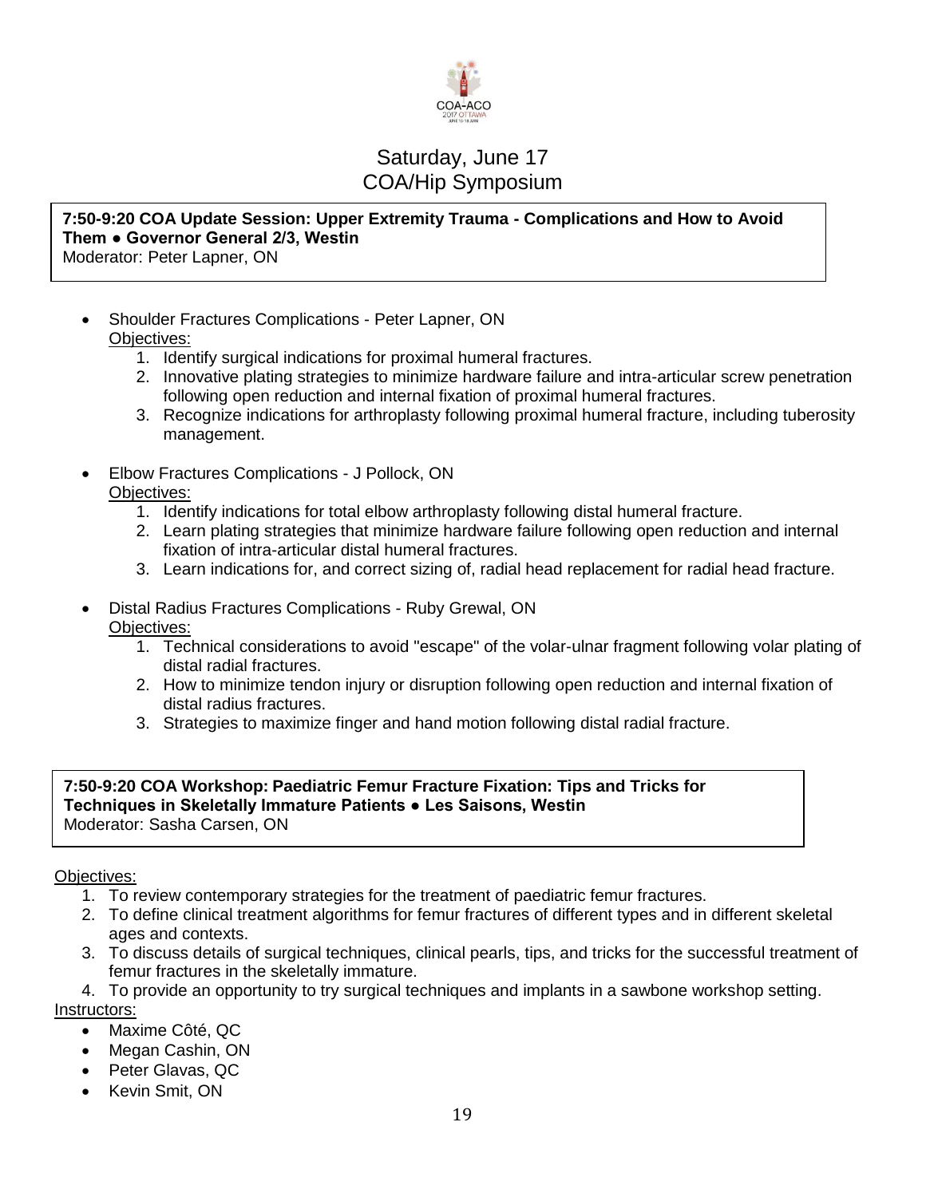# Saturday, June 17
## COA/Hip Symposium

**7:50-9:20 COA Update Session: Upper Extremity Trauma - Complications and How to Avoid Them ● Governor General 2/3, Westin**
Moderator: Peter Lapner, ON

- Shoulder Fractures Complications - Peter Lapner, ON
  Objectives:
  1. Identify surgical indications for proximal humeral fractures.
  2. Innovative plating strategies to minimize hardware failure and intra-articular screw penetration following open reduction and internal fixation of proximal humeral fractures.
  3. Recognize indications for arthroplasty following proximal humeral fracture, including tuberosity management.
- Elbow Fractures Complications - J Pollock, ON
  Objectives:
  1. Identify indications for total elbow arthroplasty following distal humeral fracture.
  2. Learn plating strategies that minimize hardware failure following open reduction and internal fixation of intra-articular distal humeral fractures.
  3. Learn indications for, and correct sizing of, radial head replacement for radial head fracture.
- Distal Radius Fractures Complications - Ruby Grewal, ON
  Objectives:
  1. Technical considerations to avoid "escape" of the volar-ulnar fragment following volar plating of distal radial fractures.
  2. How to minimize tendon injury or disruption following open reduction and internal fixation of distal radius fractures.
  3. Strategies to maximize finger and hand motion following distal radial fracture.

**7:50-9:20 COA Workshop: Paediatric Femur Fracture Fixation: Tips and Tricks for Techniques in Skeletally Immature Patients ● Les Saisons, Westin**
Moderator: Sasha Carsen, ON

Objectives:
1. To review contemporary strategies for the treatment of paediatric femur fractures.
2. To define clinical treatment algorithms for femur fractures of different types and in different skeletal ages and contexts.
3. To discuss details of surgical techniques, clinical pearls, tips, and tricks for the successful treatment of femur fractures in the skeletally immature.
4. To provide an opportunity to try surgical techniques and implants in a sawbone workshop setting.

Instructors:
- Maxime Côté, QC
- Megan Cashin, ON
- Peter Glavas, QC
- Kevin Smit, ON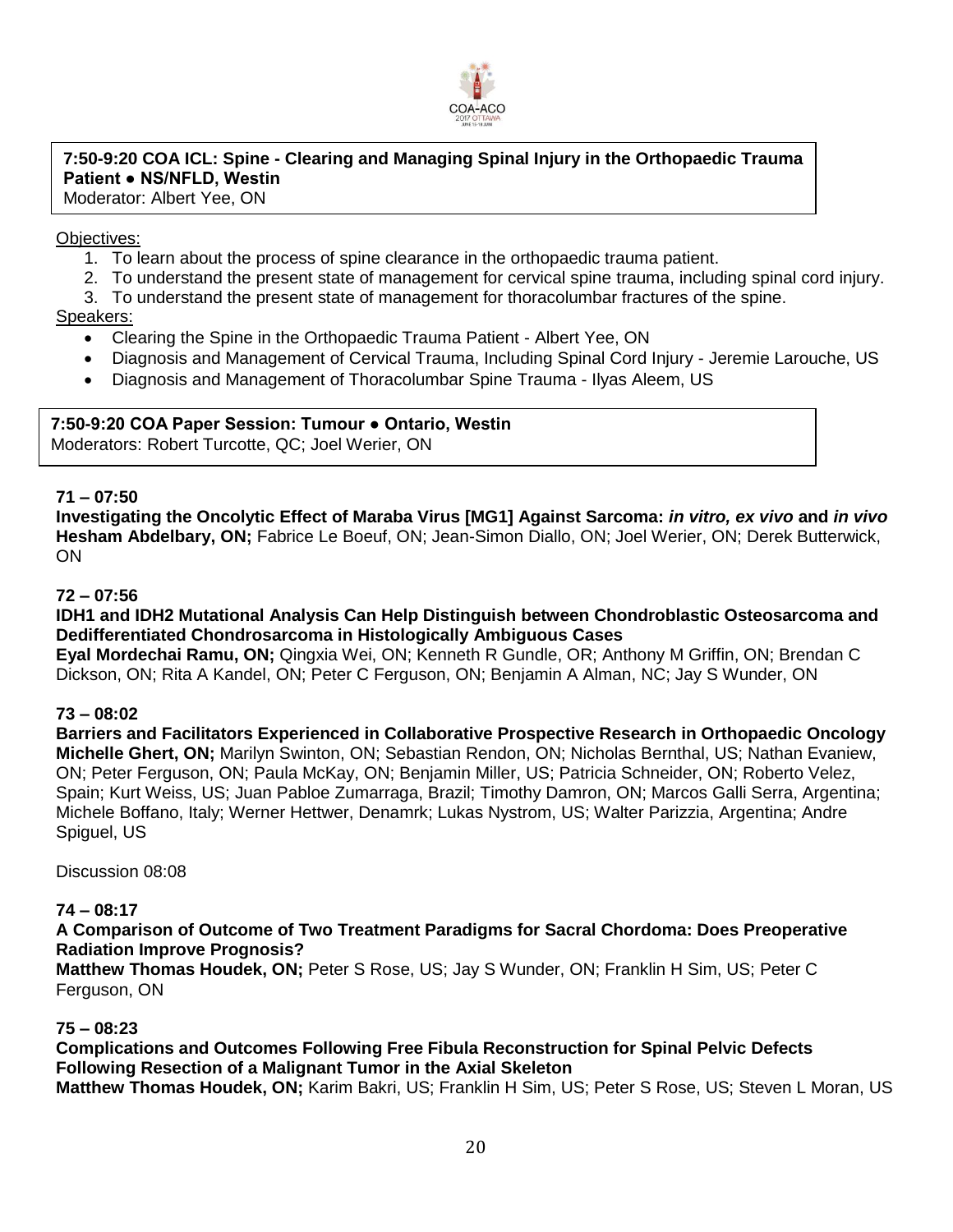**7:50-9:20 COA ICL: Spine - Clearing and Managing Spinal Injury in the Orthopaedic Trauma Patient ● NS/NFLD, Westin**
Moderator: Albert Yee, ON

Objectives:

1. To learn about the process of spine clearance in the orthopaedic trauma patient.
2. To understand the present state of management for cervical spine trauma, including spinal cord injury.
3. To understand the present state of management for thoracolumbar fractures of the spine.

Speakers:

- Clearing the Spine in the Orthopaedic Trauma Patient - Albert Yee, ON
- Diagnosis and Management of Cervical Trauma, Including Spinal Cord Injury - Jeremie Larouche, US
- Diagnosis and Management of Thoracolumbar Spine Trauma - Ilyas Aleem, US

**7:50-9:20 COA Paper Session: Tumour ● Ontario, Westin**
Moderators: Robert Turcotte, QC; Joel Werier, ON

**71 – 07:50**
**Investigating the Oncolytic Effect of Maraba Virus [MG1] Against Sarcoma: *in vitro, ex vivo* and *in vivo***
**Hesham Abdelbary, ON;** Fabrice Le Boeuf, ON; Jean-Simon Diallo, ON; Joel Werier, ON; Derek Butterwick, ON

**72 – 07:56**
**IDH1 and IDH2 Mutational Analysis Can Help Distinguish between Chondroblastic Osteosarcoma and Dedifferentiated Chondrosarcoma in Histologically Ambiguous Cases**
**Eyal Mordechai Ramu, ON;** Qingxia Wei, ON; Kenneth R Gundle, OR; Anthony M Griffin, ON; Brendan C Dickson, ON; Rita A Kandel, ON; Peter C Ferguson, ON; Benjamin A Alman, NC; Jay S Wunder, ON

**73 – 08:02**
**Barriers and Facilitators Experienced in Collaborative Prospective Research in Orthopaedic Oncology**
**Michelle Ghert, ON;** Marilyn Swinton, ON; Sebastian Rendon, ON; Nicholas Bernthal, US; Nathan Evaniew, ON; Peter Ferguson, ON; Paula McKay, ON; Benjamin Miller, US; Patricia Schneider, ON; Roberto Velez, Spain; Kurt Weiss, US; Juan Pabloe Zumarraga, Brazil; Timothy Damron, ON; Marcos Galli Serra, Argentina; Michele Boffano, Italy; Werner Hettwer, Denamrk; Lukas Nystrom, US; Walter Parizzia, Argentina; Andre Spiguel, US

Discussion 08:08

**74 – 08:17**
**A Comparison of Outcome of Two Treatment Paradigms for Sacral Chordoma: Does Preoperative Radiation Improve Prognosis?**
**Matthew Thomas Houdek, ON;** Peter S Rose, US; Jay S Wunder, ON; Franklin H Sim, US; Peter C Ferguson, ON

**75 – 08:23**
**Complications and Outcomes Following Free Fibula Reconstruction for Spinal Pelvic Defects Following Resection of a Malignant Tumor in the Axial Skeleton**
**Matthew Thomas Houdek, ON;** Karim Bakri, US; Franklin H Sim, US; Peter S Rose, US; Steven L Moran, US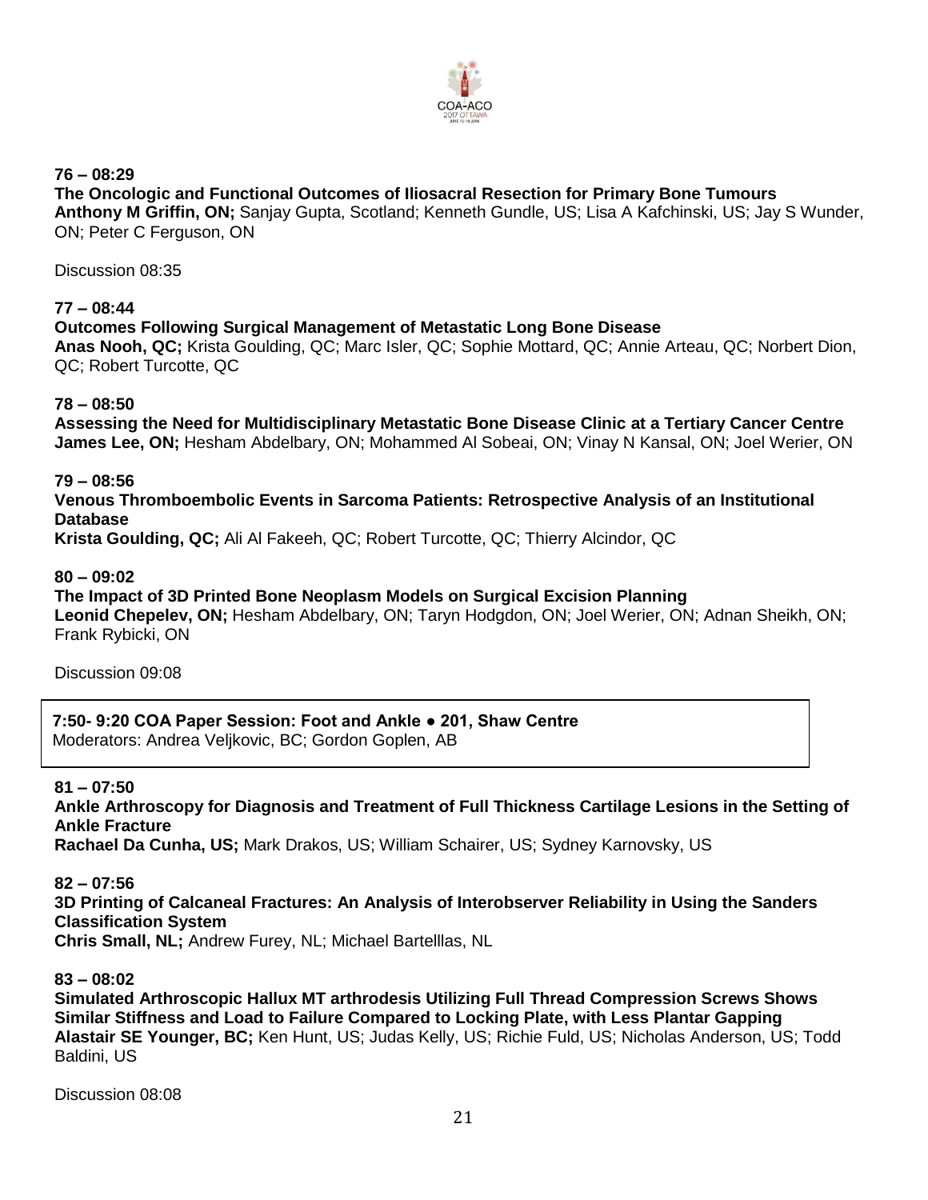**76 – 08:29**
**The Oncologic and Functional Outcomes of Iliosacral Resection for Primary Bone Tumours**
**Anthony M Griffin, ON;** Sanjay Gupta, Scotland; Kenneth Gundle, US; Lisa A Kafchinski, US; Jay S Wunder, ON; Peter C Ferguson, ON

Discussion 08:35

**77 – 08:44**
**Outcomes Following Surgical Management of Metastatic Long Bone Disease**
**Anas Nooh, QC;** Krista Goulding, QC; Marc Isler, QC; Sophie Mottard, QC; Annie Arteau, QC; Norbert Dion, QC; Robert Turcotte, QC

**78 – 08:50**
**Assessing the Need for Multidisciplinary Metastatic Bone Disease Clinic at a Tertiary Cancer Centre**
**James Lee, ON;** Hesham Abdelbary, ON; Mohammed Al Sobeai, ON; Vinay N Kansal, ON; Joel Werier, ON

**79 – 08:56**
**Venous Thromboembolic Events in Sarcoma Patients: Retrospective Analysis of an Institutional Database**
**Krista Goulding, QC;** Ali Al Fakeeh, QC; Robert Turcotte, QC; Thierry Alcindor, QC

**80 – 09:02**
**The Impact of 3D Printed Bone Neoplasm Models on Surgical Excision Planning**
**Leonid Chepelev, ON;** Hesham Abdelbary, ON; Taryn Hodgdon, ON; Joel Werier, ON; Adnan Sheikh, ON; Frank Rybicki, ON

Discussion 09:08

**7:50- 9:20 COA Paper Session: Foot and Ankle ● 201, Shaw Centre**
Moderators: Andrea Veljkovic, BC; Gordon Goplen, AB

**81 – 07:50**
**Ankle Arthroscopy for Diagnosis and Treatment of Full Thickness Cartilage Lesions in the Setting of Ankle Fracture**
**Rachael Da Cunha, US;** Mark Drakos, US; William Schairer, US; Sydney Karnovsky, US

**82 – 07:56**
**3D Printing of Calcaneal Fractures: An Analysis of Interobserver Reliability in Using the Sanders Classification System**
**Chris Small, NL;** Andrew Furey, NL; Michael Bartelllas, NL

**83 – 08:02**
**Simulated Arthroscopic Hallux MT arthrodesis Utilizing Full Thread Compression Screws Shows Similar Stiffness and Load to Failure Compared to Locking Plate, with Less Plantar Gapping**
**Alastair SE Younger, BC;** Ken Hunt, US; Judas Kelly, US; Richie Fuld, US; Nicholas Anderson, US; Todd Baldini, US

Discussion 08:08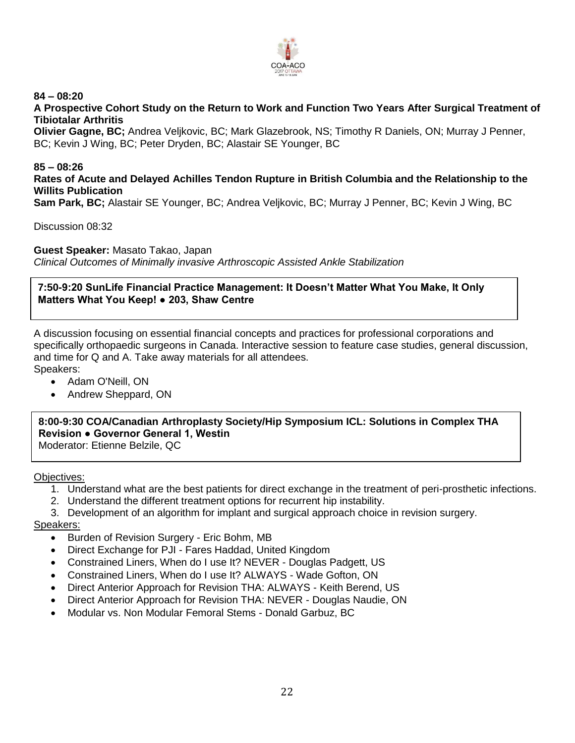**84 – 08:20**

**A Prospective Cohort Study on the Return to Work and Function Two Years After Surgical Treatment of Tibiotalar Arthritis**

**Olivier Gagne, BC;** Andrea Veljkovic, BC; Mark Glazebrook, NS; Timothy R Daniels, ON; Murray J Penner, BC; Kevin J Wing, BC; Peter Dryden, BC; Alastair SE Younger, BC

**85 – 08:26**

**Rates of Acute and Delayed Achilles Tendon Rupture in British Columbia and the Relationship to the Willits Publication**

**Sam Park, BC;** Alastair SE Younger, BC; Andrea Veljkovic, BC; Murray J Penner, BC; Kevin J Wing, BC

Discussion 08:32

**Guest Speaker:** Masato Takao, Japan
*Clinical Outcomes of Minimally invasive Arthroscopic Assisted Ankle Stabilization*

**7:50-9:20 SunLife Financial Practice Management: It Doesn't Matter What You Make, It Only Matters What You Keep! ● 203, Shaw Centre**

A discussion focusing on essential financial concepts and practices for professional corporations and specifically orthopaedic surgeons in Canada. Interactive session to feature case studies, general discussion, and time for Q and A. Take away materials for all attendees.

Speakers:

- Adam O'Neill, ON
- Andrew Sheppard, ON

**8:00-9:30 COA/Canadian Arthroplasty Society/Hip Symposium ICL: Solutions in Complex THA Revision ● Governor General 1, Westin**
Moderator: Etienne Belzile, QC

Objectives:

1. Understand what are the best patients for direct exchange in the treatment of peri-prosthetic infections.
2. Understand the different treatment options for recurrent hip instability.
3. Development of an algorithm for implant and surgical approach choice in revision surgery.

Speakers:

- Burden of Revision Surgery - Eric Bohm, MB
- Direct Exchange for PJI - Fares Haddad, United Kingdom
- Constrained Liners, When do I use It? NEVER - Douglas Padgett, US
- Constrained Liners, When do I use It? ALWAYS - Wade Gofton, ON
- Direct Anterior Approach for Revision THA: ALWAYS - Keith Berend, US
- Direct Anterior Approach for Revision THA: NEVER - Douglas Naudie, ON
- Modular vs. Non Modular Femoral Stems - Donald Garbuz, BC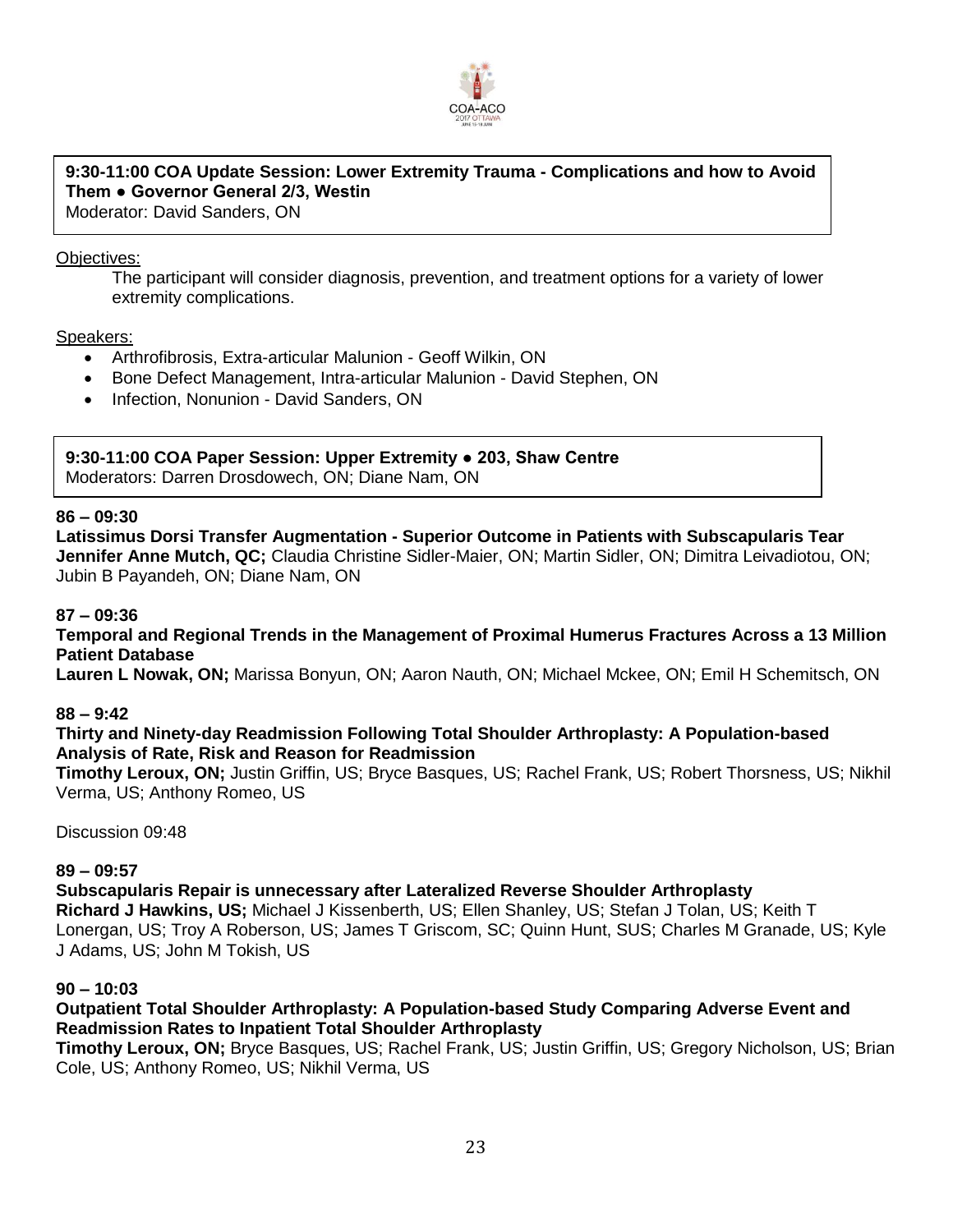**9:30-11:00 COA Update Session: Lower Extremity Trauma - Complications and how to Avoid Them ● Governor General 2/3, Westin**
Moderator: David Sanders, ON

Objectives:

The participant will consider diagnosis, prevention, and treatment options for a variety of lower extremity complications.

Speakers:

- Arthrofibrosis, Extra-articular Malunion - Geoff Wilkin, ON
- Bone Defect Management, Intra-articular Malunion - David Stephen, ON
- Infection, Nonunion - David Sanders, ON

**9:30-11:00 COA Paper Session: Upper Extremity ● 203, Shaw Centre**
Moderators: Darren Drosdowech, ON; Diane Nam, ON

**86 – 09:30**
**Latissimus Dorsi Transfer Augmentation - Superior Outcome in Patients with Subscapularis Tear**
**Jennifer Anne Mutch, QC;** Claudia Christine Sidler-Maier, ON; Martin Sidler, ON; Dimitra Leivadiotou, ON; Jubin B Payandeh, ON; Diane Nam, ON

**87 – 09:36**
**Temporal and Regional Trends in the Management of Proximal Humerus Fractures Across a 13 Million Patient Database**
**Lauren L Nowak, ON;** Marissa Bonyun, ON; Aaron Nauth, ON; Michael Mckee, ON; Emil H Schemitsch, ON

**88 – 9:42**
**Thirty and Ninety-day Readmission Following Total Shoulder Arthroplasty: A Population-based Analysis of Rate, Risk and Reason for Readmission**
**Timothy Leroux, ON;** Justin Griffin, US; Bryce Basques, US; Rachel Frank, US; Robert Thorsness, US; Nikhil Verma, US; Anthony Romeo, US

Discussion 09:48

**89 – 09:57**
**Subscapularis Repair is unnecessary after Lateralized Reverse Shoulder Arthroplasty**
**Richard J Hawkins, US;** Michael J Kissenberth, US; Ellen Shanley, US; Stefan J Tolan, US; Keith T Lonergan, US; Troy A Roberson, US; James T Griscom, SC; Quinn Hunt, SUS; Charles M Granade, US; Kyle J Adams, US; John M Tokish, US

**90 – 10:03**
**Outpatient Total Shoulder Arthroplasty: A Population-based Study Comparing Adverse Event and Readmission Rates to Inpatient Total Shoulder Arthroplasty**
**Timothy Leroux, ON;** Bryce Basques, US; Rachel Frank, US; Justin Griffin, US; Gregory Nicholson, US; Brian Cole, US; Anthony Romeo, US; Nikhil Verma, US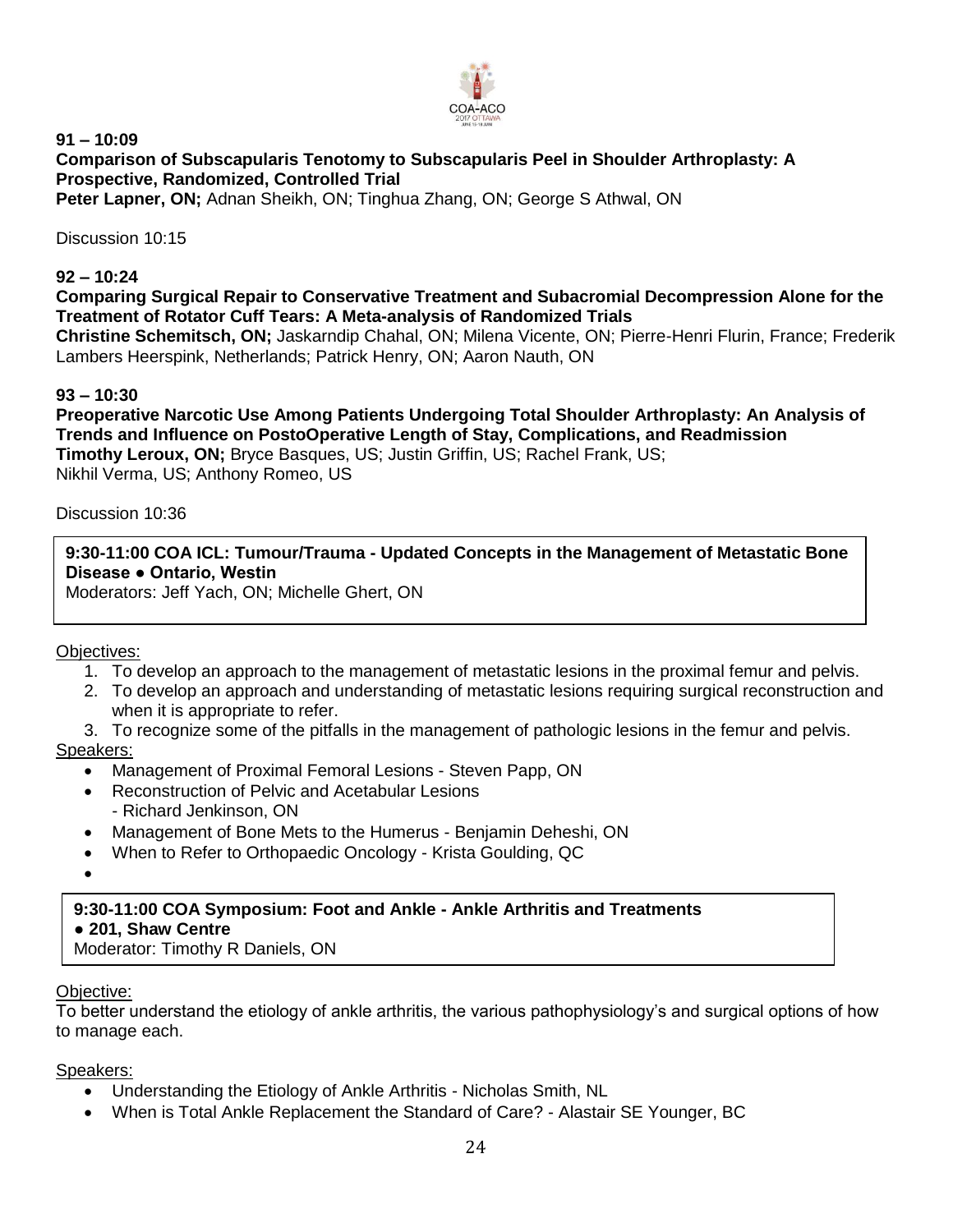**91 – 10:09**

**Comparison of Subscapularis Tenotomy to Subscapularis Peel in Shoulder Arthroplasty: A Prospective, Randomized, Controlled Trial**

**Peter Lapner, ON;** Adnan Sheikh, ON; Tinghua Zhang, ON; George S Athwal, ON

Discussion 10:15

**92 – 10:24**

**Comparing Surgical Repair to Conservative Treatment and Subacromial Decompression Alone for the Treatment of Rotator Cuff Tears: A Meta-analysis of Randomized Trials**

**Christine Schemitsch, ON;** Jaskarndip Chahal, ON; Milena Vicente, ON; Pierre-Henri Flurin, France; Frederik Lambers Heerspink, Netherlands; Patrick Henry, ON; Aaron Nauth, ON

**93 – 10:30**

**Preoperative Narcotic Use Among Patients Undergoing Total Shoulder Arthroplasty: An Analysis of Trends and Influence on PostoOperative Length of Stay, Complications, and Readmission**

**Timothy Leroux, ON;** Bryce Basques, US; Justin Griffin, US; Rachel Frank, US; Nikhil Verma, US; Anthony Romeo, US

Discussion 10:36

**9:30-11:00 COA ICL: Tumour/Trauma - Updated Concepts in the Management of Metastatic Bone Disease ● Ontario, Westin**

Moderators: Jeff Yach, ON; Michelle Ghert, ON

Objectives:

1. To develop an approach to the management of metastatic lesions in the proximal femur and pelvis.
2. To develop an approach and understanding of metastatic lesions requiring surgical reconstruction and when it is appropriate to refer.
3. To recognize some of the pitfalls in the management of pathologic lesions in the femur and pelvis.

Speakers:

- Management of Proximal Femoral Lesions - Steven Papp, ON
- Reconstruction of Pelvic and Acetabular Lesions - Richard Jenkinson, ON
- Management of Bone Mets to the Humerus - Benjamin Deheshi, ON
- When to Refer to Orthopaedic Oncology - Krista Goulding, QC

**9:30-11:00 COA Symposium: Foot and Ankle - Ankle Arthritis and Treatments ● 201, Shaw Centre**

Moderator: Timothy R Daniels, ON

Objective:

To better understand the etiology of ankle arthritis, the various pathophysiology's and surgical options of how to manage each.

Speakers:

- Understanding the Etiology of Ankle Arthritis - Nicholas Smith, NL
- When is Total Ankle Replacement the Standard of Care? - Alastair SE Younger, BC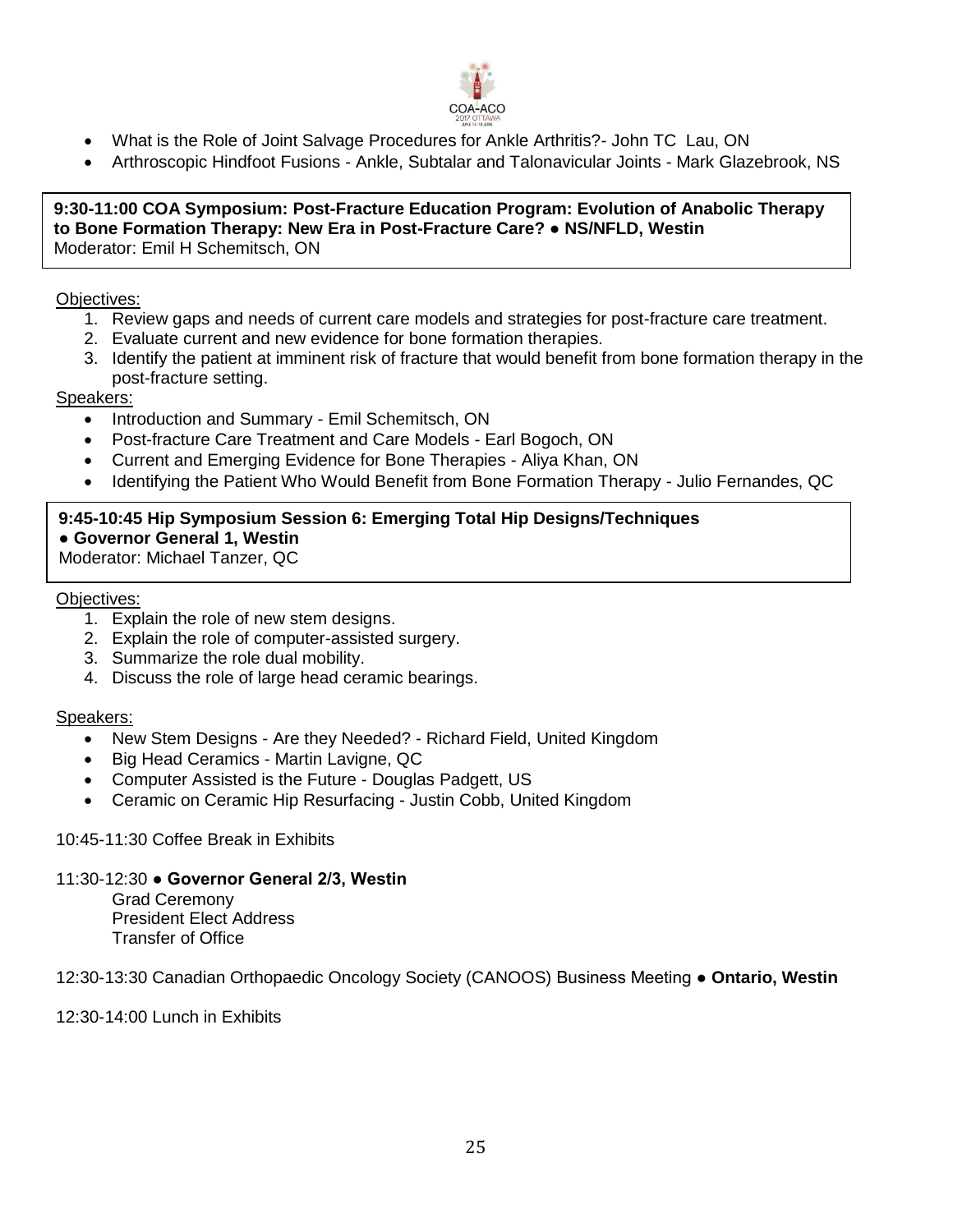- What is the Role of Joint Salvage Procedures for Ankle Arthritis?- John TC Lau, ON
- Arthroscopic Hindfoot Fusions - Ankle, Subtalar and Talonavicular Joints - Mark Glazebrook, NS

**9:30-11:00 COA Symposium: Post-Fracture Education Program: Evolution of Anabolic Therapy to Bone Formation Therapy: New Era in Post-Fracture Care? ● NS/NFLD, Westin**
Moderator: Emil H Schemitsch, ON

Objectives:

1. Review gaps and needs of current care models and strategies for post-fracture care treatment.
2. Evaluate current and new evidence for bone formation therapies.
3. Identify the patient at imminent risk of fracture that would benefit from bone formation therapy in the post-fracture setting.

Speakers:

- Introduction and Summary - Emil Schemitsch, ON
- Post-fracture Care Treatment and Care Models - Earl Bogoch, ON
- Current and Emerging Evidence for Bone Therapies - Aliya Khan, ON
- Identifying the Patient Who Would Benefit from Bone Formation Therapy - Julio Fernandes, QC

**9:45-10:45 Hip Symposium Session 6: Emerging Total Hip Designs/Techniques ● Governor General 1, Westin**
Moderator: Michael Tanzer, QC

Objectives:

1. Explain the role of new stem designs.
2. Explain the role of computer-assisted surgery.
3. Summarize the role dual mobility.
4. Discuss the role of large head ceramic bearings.

Speakers:

- New Stem Designs - Are they Needed? - Richard Field, United Kingdom
- Big Head Ceramics - Martin Lavigne, QC
- Computer Assisted is the Future - Douglas Padgett, US
- Ceramic on Ceramic Hip Resurfacing - Justin Cobb, United Kingdom

10:45-11:30 Coffee Break in Exhibits

11:30-12:30 ● **Governor General 2/3, Westin**

Grad Ceremony
President Elect Address
Transfer of Office

12:30-13:30 Canadian Orthopaedic Oncology Society (CANOOS) Business Meeting ● **Ontario, Westin**

12:30-14:00 Lunch in Exhibits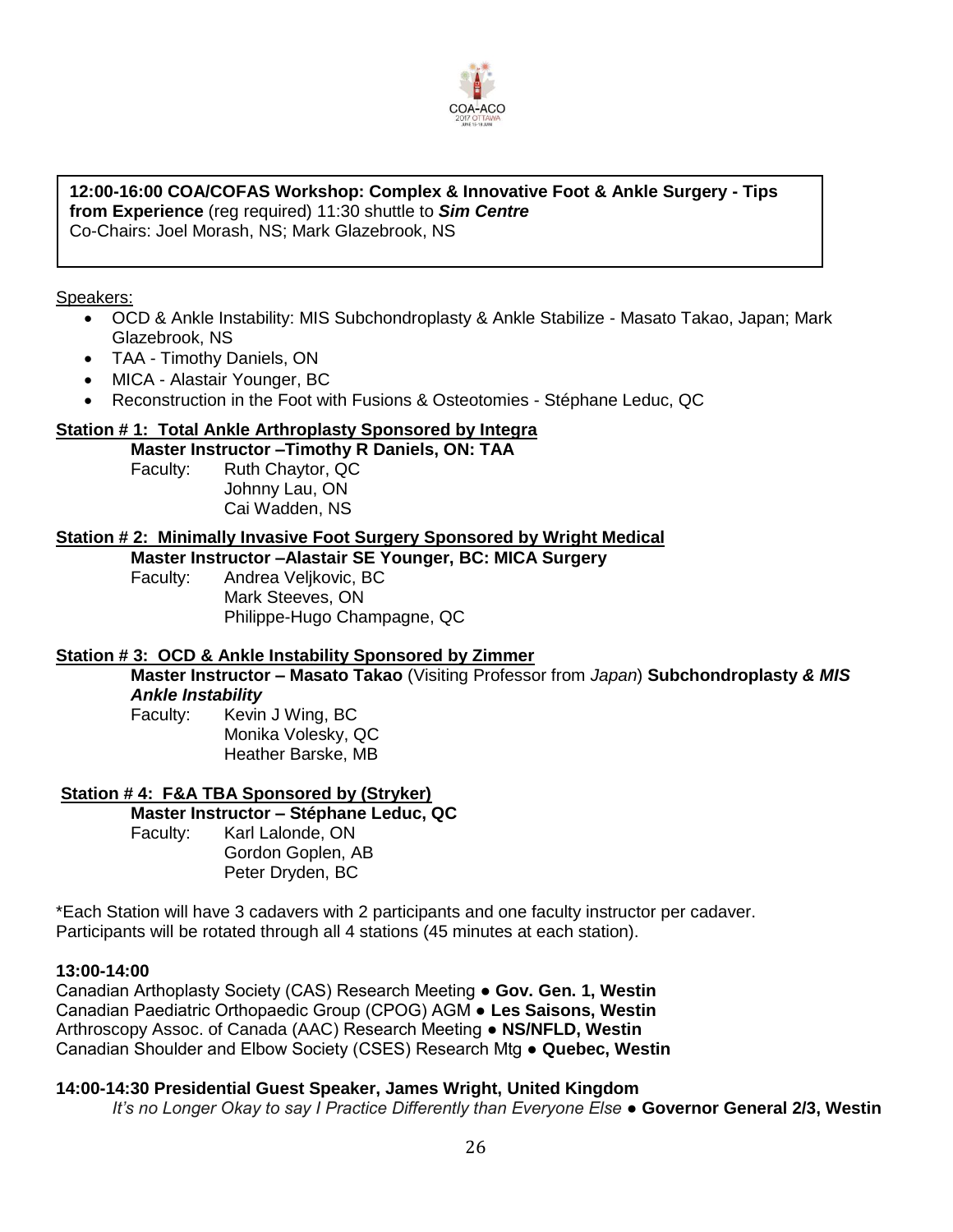**12:00-16:00 COA/COFAS Workshop: Complex & Innovative Foot & Ankle Surgery - Tips from Experience** (reg required) 11:30 shuttle to ***Sim Centre***
Co-Chairs: Joel Morash, NS; Mark Glazebrook, NS

Speakers:

- OCD & Ankle Instability: MIS Subchondroplasty & Ankle Stabilize - Masato Takao, Japan; Mark Glazebrook, NS
- TAA - Timothy Daniels, ON
- MICA - Alastair Younger, BC
- Reconstruction in the Foot with Fusions & Osteotomies - Stéphane Leduc, QC

**Station # 1: Total Ankle Arthroplasty Sponsored by Integra**

**Master Instructor –Timothy R Daniels, ON: TAA**

Faculty: Ruth Chaytor, QC
Johnny Lau, ON
Cai Wadden, NS

**Station # 2: Minimally Invasive Foot Surgery Sponsored by Wright Medical**

**Master Instructor –Alastair SE Younger, BC: MICA Surgery**

Faculty: Andrea Veljkovic, BC
Mark Steeves, ON
Philippe-Hugo Champagne, QC

**Station # 3: OCD & Ankle Instability Sponsored by Zimmer**

**Master Instructor – Masato Takao** (Visiting Professor from *Japan*) **Subchondroplasty *& MIS Ankle Instability***

Faculty: Kevin J Wing, BC
Monika Volesky, QC
Heather Barske, MB

**Station # 4: F&A TBA Sponsored by (Stryker)**

**Master Instructor – Stéphane Leduc, QC**

Faculty: Karl Lalonde, ON
Gordon Goplen, AB
Peter Dryden, BC

*Each Station will have 3 cadavers with 2 participants and one faculty instructor per cadaver.
Participants will be rotated through all 4 stations (45 minutes at each station).

**13:00-14:00**

Canadian Arthoplasty Society (CAS) Research Meeting ● **Gov. Gen. 1, Westin**
Canadian Paediatric Orthopaedic Group (CPOG) AGM ● **Les Saisons, Westin**
Arthroscopy Assoc. of Canada (AAC) Research Meeting ● **NS/NFLD, Westin**
Canadian Shoulder and Elbow Society (CSES) Research Mtg ● **Quebec, Westin**

**14:00-14:30 Presidential Guest Speaker, James Wright, United Kingdom**

*It's no Longer Okay to say I Practice Differently than Everyone Else* ● **Governor General 2/3, Westin**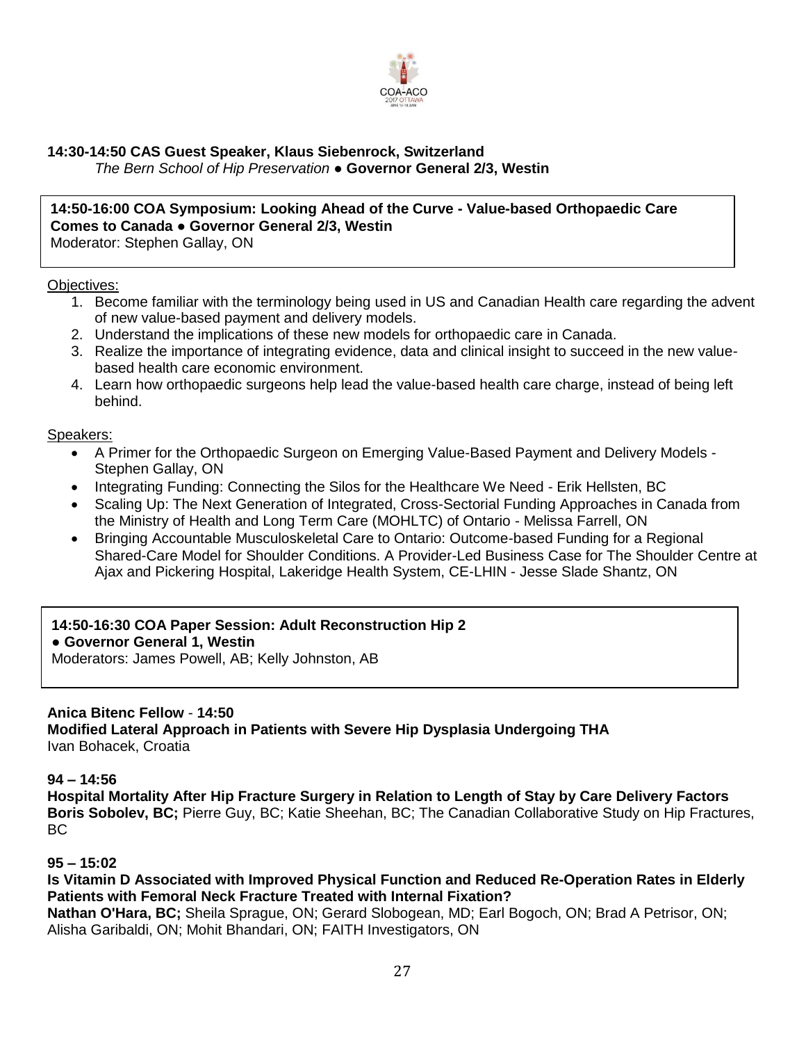**14:30-14:50 CAS Guest Speaker, Klaus Siebenrock, Switzerland**
*The Bern School of Hip Preservation* ● **Governor General 2/3, Westin**

**14:50-16:00 COA Symposium: Looking Ahead of the Curve - Value-based Orthopaedic Care Comes to Canada ● Governor General 2/3, Westin**
Moderator: Stephen Gallay, ON

Objectives:

1. Become familiar with the terminology being used in US and Canadian Health care regarding the advent of new value-based payment and delivery models.
2. Understand the implications of these new models for orthopaedic care in Canada.
3. Realize the importance of integrating evidence, data and clinical insight to succeed in the new value-based health care economic environment.
4. Learn how orthopaedic surgeons help lead the value-based health care charge, instead of being left behind.

Speakers:

- A Primer for the Orthopaedic Surgeon on Emerging Value-Based Payment and Delivery Models - Stephen Gallay, ON
- Integrating Funding: Connecting the Silos for the Healthcare We Need - Erik Hellsten, BC
- Scaling Up: The Next Generation of Integrated, Cross-Sectorial Funding Approaches in Canada from the Ministry of Health and Long Term Care (MOHLTC) of Ontario - Melissa Farrell, ON
- Bringing Accountable Musculoskeletal Care to Ontario: Outcome-based Funding for a Regional Shared-Care Model for Shoulder Conditions. A Provider-Led Business Case for The Shoulder Centre at Ajax and Pickering Hospital, Lakeridge Health System, CE-LHIN - Jesse Slade Shantz, ON

**14:50-16:30 COA Paper Session: Adult Reconstruction Hip 2**
**● Governor General 1, Westin**
Moderators: James Powell, AB; Kelly Johnston, AB

**Anica Bitenc Fellow** - **14:50**
**Modified Lateral Approach in Patients with Severe Hip Dysplasia Undergoing THA**
Ivan Bohacek, Croatia

**94 – 14:56**
**Hospital Mortality After Hip Fracture Surgery in Relation to Length of Stay by Care Delivery Factors**
**Boris Sobolev, BC;** Pierre Guy, BC; Katie Sheehan, BC; The Canadian Collaborative Study on Hip Fractures, BC

**95 – 15:02**
**Is Vitamin D Associated with Improved Physical Function and Reduced Re-Operation Rates in Elderly Patients with Femoral Neck Fracture Treated with Internal Fixation?**
**Nathan O'Hara, BC;** Sheila Sprague, ON; Gerard Slobogean, MD; Earl Bogoch, ON; Brad A Petrisor, ON; Alisha Garibaldi, ON; Mohit Bhandari, ON; FAITH Investigators, ON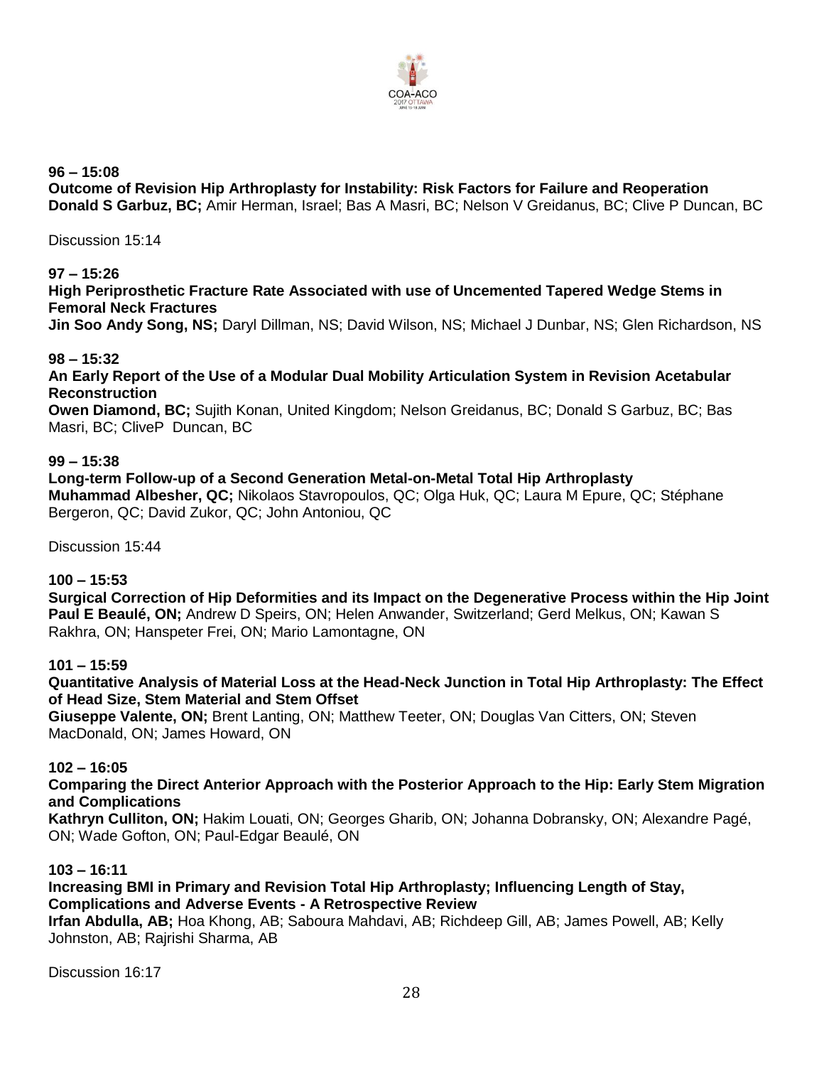**96 – 15:08**
**Outcome of Revision Hip Arthroplasty for Instability: Risk Factors for Failure and Reoperation**
**Donald S Garbuz, BC;** Amir Herman, Israel; Bas A Masri, BC; Nelson V Greidanus, BC; Clive P Duncan, BC

Discussion 15:14

**97 – 15:26**
**High Periprosthetic Fracture Rate Associated with use of Uncemented Tapered Wedge Stems in Femoral Neck Fractures**
**Jin Soo Andy Song, NS;** Daryl Dillman, NS; David Wilson, NS; Michael J Dunbar, NS; Glen Richardson, NS

**98 – 15:32**
**An Early Report of the Use of a Modular Dual Mobility Articulation System in Revision Acetabular Reconstruction**
**Owen Diamond, BC;** Sujith Konan, United Kingdom; Nelson Greidanus, BC; Donald S Garbuz, BC; Bas Masri, BC; CliveP Duncan, BC

**99 – 15:38**
**Long-term Follow-up of a Second Generation Metal-on-Metal Total Hip Arthroplasty**
**Muhammad Albesher, QC;** Nikolaos Stavropoulos, QC; Olga Huk, QC; Laura M Epure, QC; Stéphane Bergeron, QC; David Zukor, QC; John Antoniou, QC

Discussion 15:44

**100 – 15:53**
**Surgical Correction of Hip Deformities and its Impact on the Degenerative Process within the Hip Joint**
**Paul E Beaulé, ON;** Andrew D Speirs, ON; Helen Anwander, Switzerland; Gerd Melkus, ON; Kawan S Rakhra, ON; Hanspeter Frei, ON; Mario Lamontagne, ON

**101 – 15:59**
**Quantitative Analysis of Material Loss at the Head-Neck Junction in Total Hip Arthroplasty: The Effect of Head Size, Stem Material and Stem Offset**
**Giuseppe Valente, ON;** Brent Lanting, ON; Matthew Teeter, ON; Douglas Van Citters, ON; Steven MacDonald, ON; James Howard, ON

**102 – 16:05**
**Comparing the Direct Anterior Approach with the Posterior Approach to the Hip: Early Stem Migration and Complications**
**Kathryn Culliton, ON;** Hakim Louati, ON; Georges Gharib, ON; Johanna Dobransky, ON; Alexandre Pagé, ON; Wade Gofton, ON; Paul-Edgar Beaulé, ON

**103 – 16:11**
**Increasing BMI in Primary and Revision Total Hip Arthroplasty; Influencing Length of Stay, Complications and Adverse Events - A Retrospective Review**
**Irfan Abdulla, AB;** Hoa Khong, AB; Saboura Mahdavi, AB; Richdeep Gill, AB; James Powell, AB; Kelly Johnston, AB; Rajrishi Sharma, AB

Discussion 16:17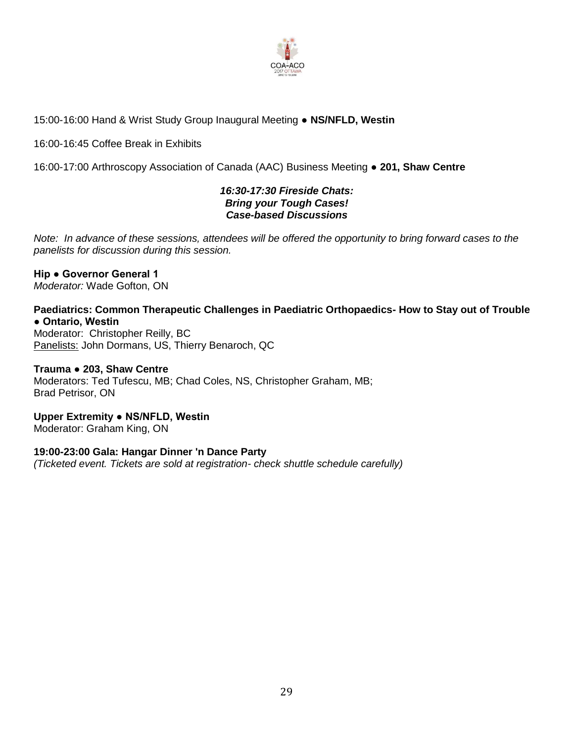15:00-16:00 Hand & Wrist Study Group Inaugural Meeting ● **NS/NFLD, Westin**

16:00-16:45 Coffee Break in Exhibits

16:00-17:00 Arthroscopy Association of Canada (AAC) Business Meeting ● **201, Shaw Centre**

***16:30-17:30 Fireside Chats:***
***Bring your Tough Cases!***
***Case-based Discussions***

*Note: In advance of these sessions, attendees will be offered the opportunity to bring forward cases to the panelists for discussion during this session.*

**Hip ● Governor General 1**
*Moderator:* Wade Gofton, ON

**Paediatrics: Common Therapeutic Challenges in Paediatric Orthopaedics- How to Stay out of Trouble ● Ontario, Westin**
Moderator: Christopher Reilly, BC
Panelists: John Dormans, US, Thierry Benaroch, QC

**Trauma ● 203, Shaw Centre**
Moderators: Ted Tufescu, MB; Chad Coles, NS, Christopher Graham, MB; Brad Petrisor, ON

**Upper Extremity ● NS/NFLD, Westin**
Moderator: Graham King, ON

**19:00-23:00 Gala: Hangar Dinner 'n Dance Party**
*(Ticketed event. Tickets are sold at registration- check shuttle schedule carefully)*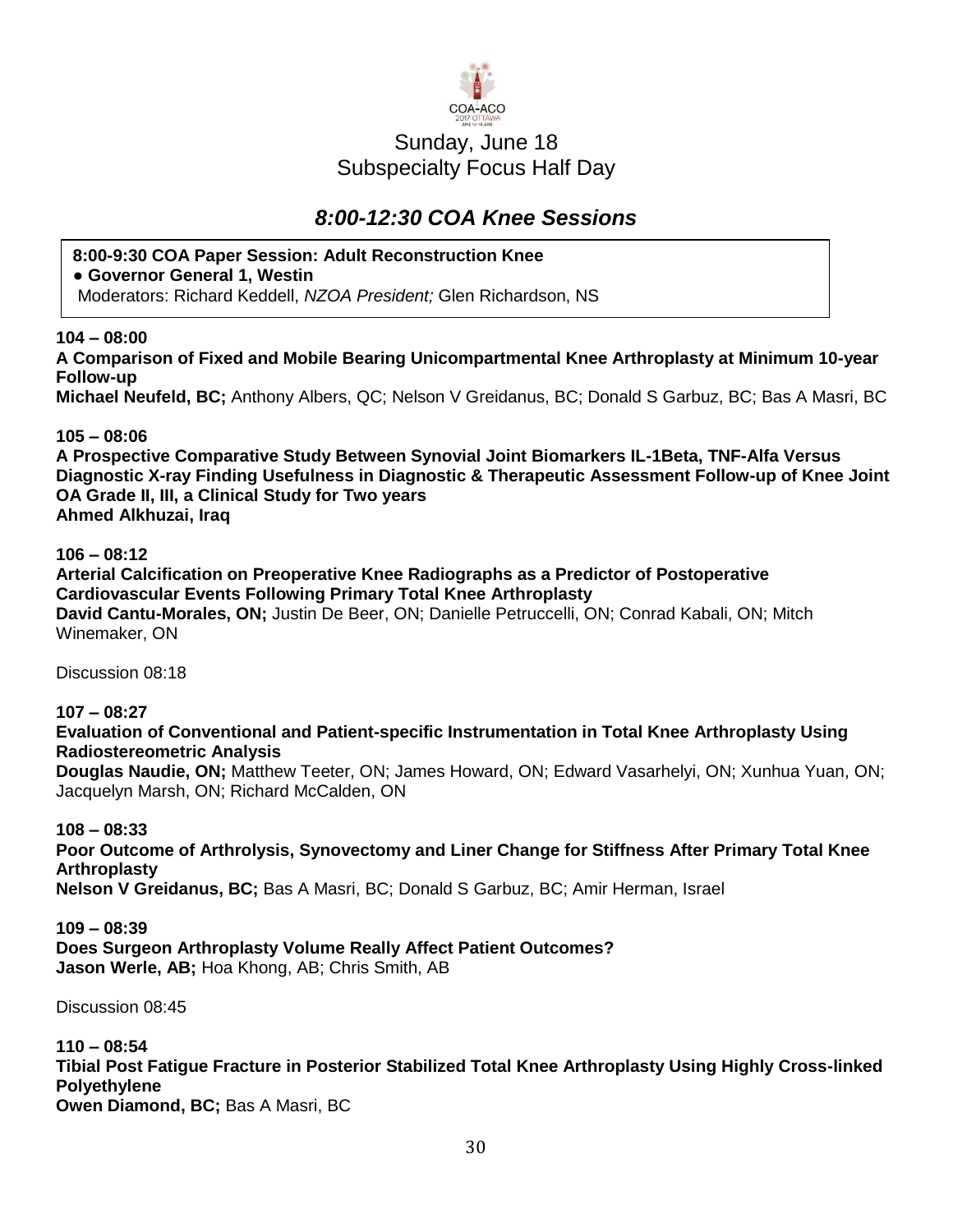## Sunday, June 18
## Subspecialty Focus Half Day

# *8:00-12:30 COA Knee Sessions*

**8:00-9:30 COA Paper Session: Adult Reconstruction Knee**
**● Governor General 1, Westin**
Moderators: Richard Keddell, *NZOA President;* Glen Richardson, NS

**104 – 08:00**
**A Comparison of Fixed and Mobile Bearing Unicompartmental Knee Arthroplasty at Minimum 10-year Follow-up**
**Michael Neufeld, BC;** Anthony Albers, QC; Nelson V Greidanus, BC; Donald S Garbuz, BC; Bas A Masri, BC

**105 – 08:06**
**A Prospective Comparative Study Between Synovial Joint Biomarkers IL-1Beta, TNF-Alfa Versus Diagnostic X-ray Finding Usefulness in Diagnostic & Therapeutic Assessment Follow-up of Knee Joint OA Grade II, III, a Clinical Study for Two years**
**Ahmed Alkhuzai, Iraq**

**106 – 08:12**
**Arterial Calcification on Preoperative Knee Radiographs as a Predictor of Postoperative Cardiovascular Events Following Primary Total Knee Arthroplasty**
**David Cantu-Morales, ON;** Justin De Beer, ON; Danielle Petruccelli, ON; Conrad Kabali, ON; Mitch Winemaker, ON

Discussion 08:18

**107 – 08:27**
**Evaluation of Conventional and Patient-specific Instrumentation in Total Knee Arthroplasty Using Radiostereometric Analysis**
**Douglas Naudie, ON;** Matthew Teeter, ON; James Howard, ON; Edward Vasarhelyi, ON; Xunhua Yuan, ON; Jacquelyn Marsh, ON; Richard McCalden, ON

**108 – 08:33**
**Poor Outcome of Arthrolysis, Synovectomy and Liner Change for Stiffness After Primary Total Knee Arthroplasty**
**Nelson V Greidanus, BC;** Bas A Masri, BC; Donald S Garbuz, BC; Amir Herman, Israel

**109 – 08:39**
**Does Surgeon Arthroplasty Volume Really Affect Patient Outcomes?**
**Jason Werle, AB;** Hoa Khong, AB; Chris Smith, AB

Discussion 08:45

**110 – 08:54**
**Tibial Post Fatigue Fracture in Posterior Stabilized Total Knee Arthroplasty Using Highly Cross-linked Polyethylene**
**Owen Diamond, BC;** Bas A Masri, BC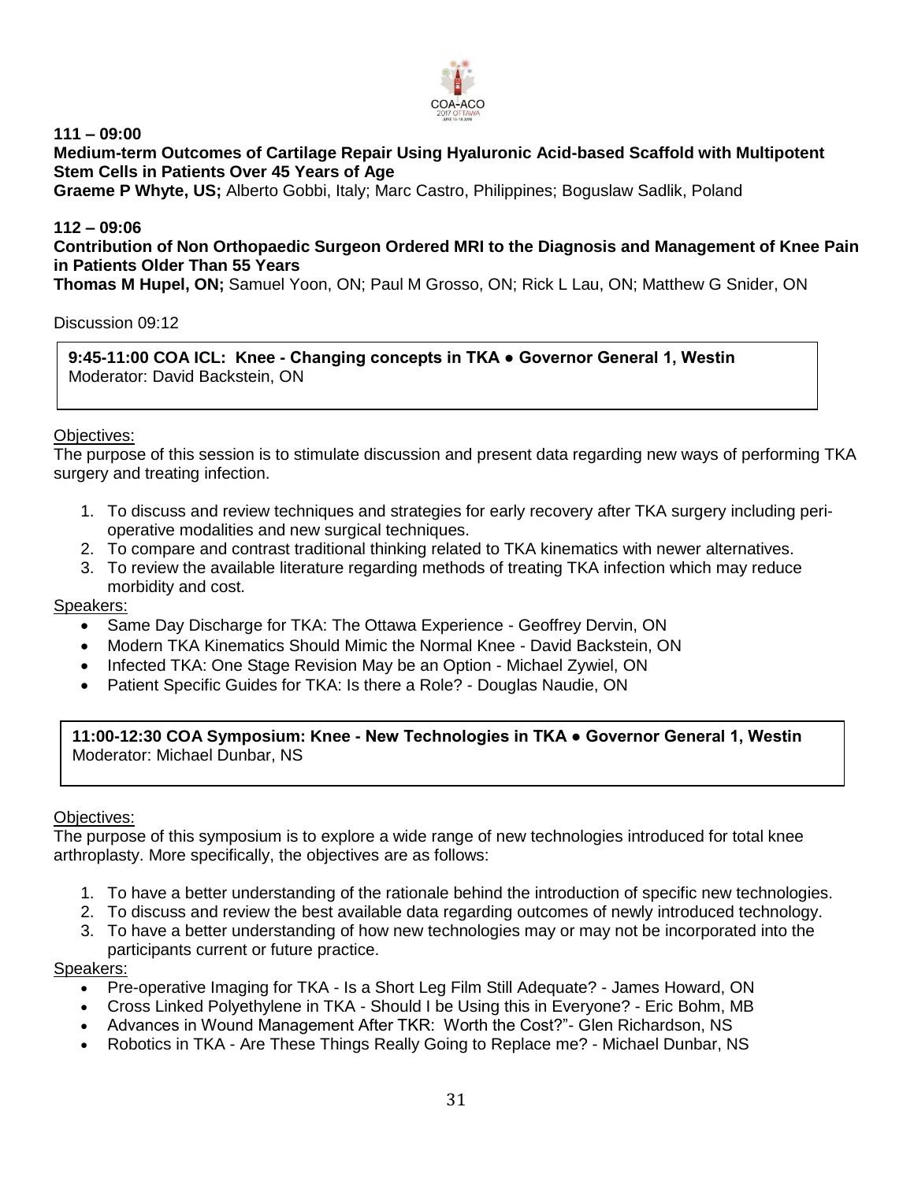**111 – 09:00**

**Medium-term Outcomes of Cartilage Repair Using Hyaluronic Acid-based Scaffold with Multipotent Stem Cells in Patients Over 45 Years of Age**

**Graeme P Whyte, US;** Alberto Gobbi, Italy; Marc Castro, Philippines; Boguslaw Sadlik, Poland

**112 – 09:06**

**Contribution of Non Orthopaedic Surgeon Ordered MRI to the Diagnosis and Management of Knee Pain in Patients Older Than 55 Years**

**Thomas M Hupel, ON;** Samuel Yoon, ON; Paul M Grosso, ON; Rick L Lau, ON; Matthew G Snider, ON

Discussion 09:12

**9:45-11:00 COA ICL: Knee - Changing concepts in TKA ● Governor General 1, Westin**
Moderator: David Backstein, ON

Objectives:
The purpose of this session is to stimulate discussion and present data regarding new ways of performing TKA surgery and treating infection.

1. To discuss and review techniques and strategies for early recovery after TKA surgery including peri-operative modalities and new surgical techniques.
2. To compare and contrast traditional thinking related to TKA kinematics with newer alternatives.
3. To review the available literature regarding methods of treating TKA infection which may reduce morbidity and cost.

Speakers:

- Same Day Discharge for TKA: The Ottawa Experience - Geoffrey Dervin, ON
- Modern TKA Kinematics Should Mimic the Normal Knee - David Backstein, ON
- Infected TKA: One Stage Revision May be an Option - Michael Zywiel, ON
- Patient Specific Guides for TKA: Is there a Role? - Douglas Naudie, ON

**11:00-12:30 COA Symposium: Knee - New Technologies in TKA ● Governor General 1, Westin**
Moderator: Michael Dunbar, NS

Objectives:
The purpose of this symposium is to explore a wide range of new technologies introduced for total knee arthroplasty. More specifically, the objectives are as follows:

1. To have a better understanding of the rationale behind the introduction of specific new technologies.
2. To discuss and review the best available data regarding outcomes of newly introduced technology.
3. To have a better understanding of how new technologies may or may not be incorporated into the participants current or future practice.

Speakers:

- Pre-operative Imaging for TKA - Is a Short Leg Film Still Adequate? - James Howard, ON
- Cross Linked Polyethylene in TKA - Should I be Using this in Everyone? - Eric Bohm, MB
- Advances in Wound Management After TKR: Worth the Cost?"- Glen Richardson, NS
- Robotics in TKA - Are These Things Really Going to Replace me? - Michael Dunbar, NS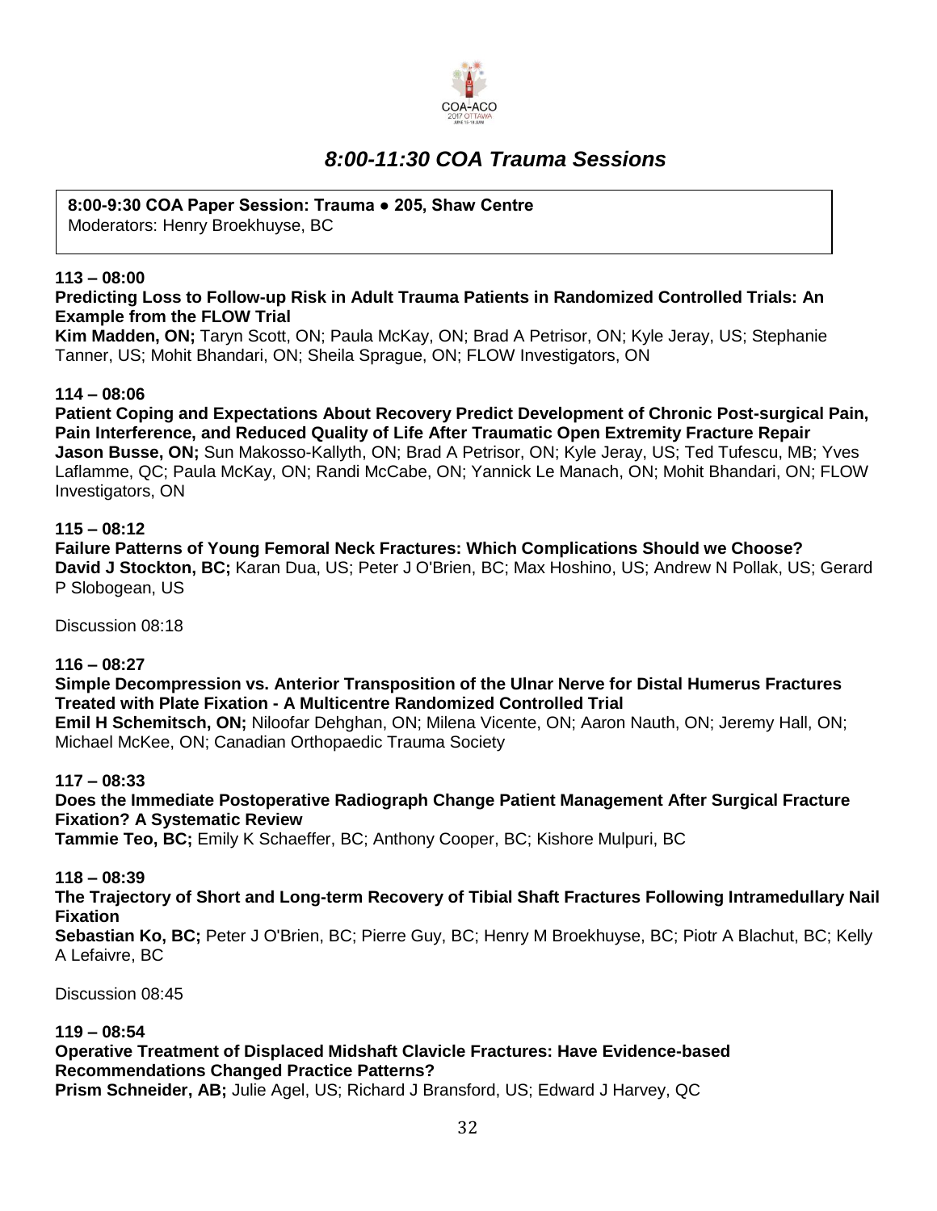## *8:00-11:30 COA Trauma Sessions*

**8:00-9:30 COA Paper Session: Trauma ● 205, Shaw Centre**
Moderators: Henry Broekhuyse, BC

**113 – 08:00**
**Predicting Loss to Follow-up Risk in Adult Trauma Patients in Randomized Controlled Trials: An Example from the FLOW Trial**
**Kim Madden, ON;** Taryn Scott, ON; Paula McKay, ON; Brad A Petrisor, ON; Kyle Jeray, US; Stephanie Tanner, US; Mohit Bhandari, ON; Sheila Sprague, ON; FLOW Investigators, ON

**114 – 08:06**
**Patient Coping and Expectations About Recovery Predict Development of Chronic Post-surgical Pain, Pain Interference, and Reduced Quality of Life After Traumatic Open Extremity Fracture Repair**
**Jason Busse, ON;** Sun Makosso-Kallyth, ON; Brad A Petrisor, ON; Kyle Jeray, US; Ted Tufescu, MB; Yves Laflamme, QC; Paula McKay, ON; Randi McCabe, ON; Yannick Le Manach, ON; Mohit Bhandari, ON; FLOW Investigators, ON

**115 – 08:12**
**Failure Patterns of Young Femoral Neck Fractures: Which Complications Should we Choose?**
**David J Stockton, BC;** Karan Dua, US; Peter J O'Brien, BC; Max Hoshino, US; Andrew N Pollak, US; Gerard P Slobogean, US

Discussion 08:18

**116 – 08:27**
**Simple Decompression vs. Anterior Transposition of the Ulnar Nerve for Distal Humerus Fractures Treated with Plate Fixation - A Multicentre Randomized Controlled Trial**
**Emil H Schemitsch, ON;** Niloofar Dehghan, ON; Milena Vicente, ON; Aaron Nauth, ON; Jeremy Hall, ON; Michael McKee, ON; Canadian Orthopaedic Trauma Society

**117 – 08:33**
**Does the Immediate Postoperative Radiograph Change Patient Management After Surgical Fracture Fixation? A Systematic Review**
**Tammie Teo, BC;** Emily K Schaeffer, BC; Anthony Cooper, BC; Kishore Mulpuri, BC

**118 – 08:39**
**The Trajectory of Short and Long-term Recovery of Tibial Shaft Fractures Following Intramedullary Nail Fixation**
**Sebastian Ko, BC;** Peter J O'Brien, BC; Pierre Guy, BC; Henry M Broekhuyse, BC; Piotr A Blachut, BC; Kelly A Lefaivre, BC

Discussion 08:45

**119 – 08:54**
**Operative Treatment of Displaced Midshaft Clavicle Fractures: Have Evidence-based Recommendations Changed Practice Patterns?**
**Prism Schneider, AB;** Julie Agel, US; Richard J Bransford, US; Edward J Harvey, QC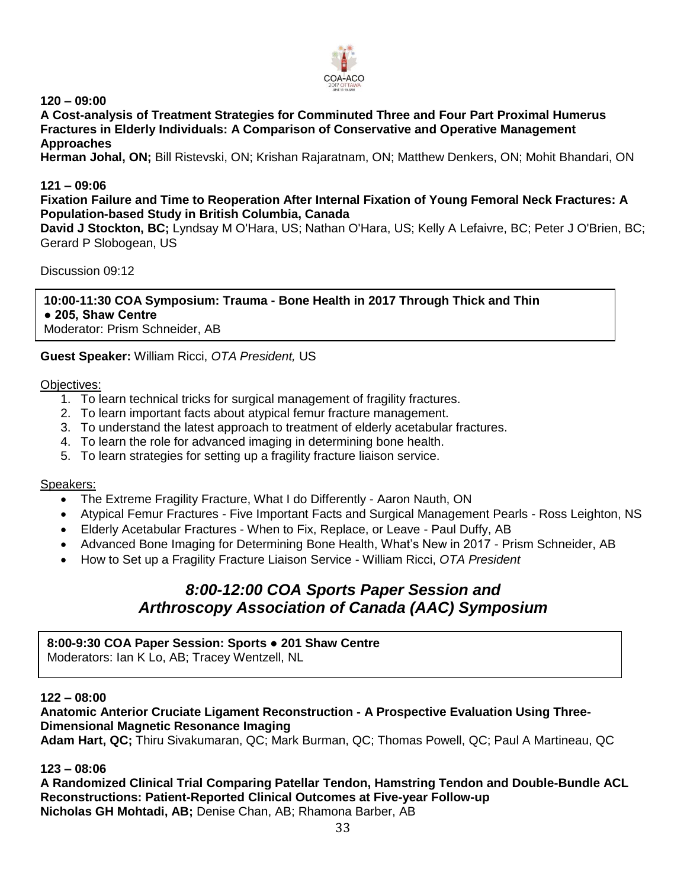**120 – 09:00**

**A Cost-analysis of Treatment Strategies for Comminuted Three and Four Part Proximal Humerus Fractures in Elderly Individuals: A Comparison of Conservative and Operative Management Approaches**

**Herman Johal, ON;** Bill Ristevski, ON; Krishan Rajaratnam, ON; Matthew Denkers, ON; Mohit Bhandari, ON

**121 – 09:06**

**Fixation Failure and Time to Reoperation After Internal Fixation of Young Femoral Neck Fractures: A Population-based Study in British Columbia, Canada**

**David J Stockton, BC;** Lyndsay M O'Hara, US; Nathan O'Hara, US; Kelly A Lefaivre, BC; Peter J O'Brien, BC; Gerard P Slobogean, US

Discussion 09:12

**10:00-11:30 COA Symposium: Trauma - Bone Health in 2017 Through Thick and Thin**
**● 205, Shaw Centre**
Moderator: Prism Schneider, AB

**Guest Speaker:** William Ricci, *OTA President,* US

Objectives:

1. To learn technical tricks for surgical management of fragility fractures.
2. To learn important facts about atypical femur fracture management.
3. To understand the latest approach to treatment of elderly acetabular fractures.
4. To learn the role for advanced imaging in determining bone health.
5. To learn strategies for setting up a fragility fracture liaison service.

Speakers:

- The Extreme Fragility Fracture, What I do Differently - Aaron Nauth, ON
- Atypical Femur Fractures - Five Important Facts and Surgical Management Pearls - Ross Leighton, NS
- Elderly Acetabular Fractures - When to Fix, Replace, or Leave - Paul Duffy, AB
- Advanced Bone Imaging for Determining Bone Health, What's New in 2017 - Prism Schneider, AB
- How to Set up a Fragility Fracture Liaison Service - William Ricci, *OTA President*

## *8:00-12:00 COA Sports Paper Session and Arthroscopy Association of Canada (AAC) Symposium*

**8:00-9:30 COA Paper Session: Sports ● 201 Shaw Centre**
Moderators: Ian K Lo, AB; Tracey Wentzell, NL

**122 – 08:00**

**Anatomic Anterior Cruciate Ligament Reconstruction - A Prospective Evaluation Using Three-Dimensional Magnetic Resonance Imaging**

**Adam Hart, QC;** Thiru Sivakumaran, QC; Mark Burman, QC; Thomas Powell, QC; Paul A Martineau, QC

**123 – 08:06**

**A Randomized Clinical Trial Comparing Patellar Tendon, Hamstring Tendon and Double-Bundle ACL Reconstructions: Patient-Reported Clinical Outcomes at Five-year Follow-up**

**Nicholas GH Mohtadi, AB;** Denise Chan, AB; Rhamona Barber, AB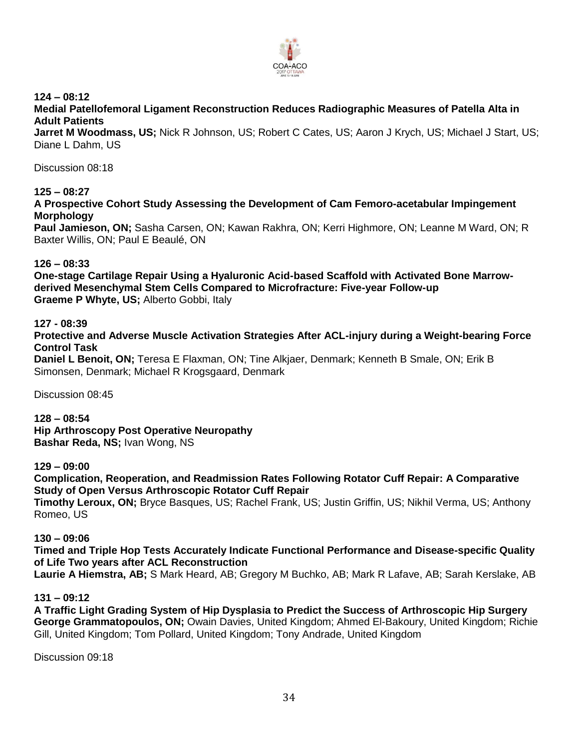**124 – 08:12**
**Medial Patellofemoral Ligament Reconstruction Reduces Radiographic Measures of Patella Alta in Adult Patients**
**Jarret M Woodmass, US;** Nick R Johnson, US; Robert C Cates, US; Aaron J Krych, US; Michael J Start, US; Diane L Dahm, US

Discussion 08:18

**125 – 08:27**
**A Prospective Cohort Study Assessing the Development of Cam Femoro-acetabular Impingement Morphology**
**Paul Jamieson, ON;** Sasha Carsen, ON; Kawan Rakhra, ON; Kerri Highmore, ON; Leanne M Ward, ON; R Baxter Willis, ON; Paul E Beaulé, ON

**126 – 08:33**
**One-stage Cartilage Repair Using a Hyaluronic Acid-based Scaffold with Activated Bone Marrow-derived Mesenchymal Stem Cells Compared to Microfracture: Five-year Follow-up**
**Graeme P Whyte, US;** Alberto Gobbi, Italy

**127 - 08:39**
**Protective and Adverse Muscle Activation Strategies After ACL-injury during a Weight-bearing Force Control Task**
**Daniel L Benoit, ON;** Teresa E Flaxman, ON; Tine Alkjaer, Denmark; Kenneth B Smale, ON; Erik B Simonsen, Denmark; Michael R Krogsgaard, Denmark

Discussion 08:45

**128 – 08:54**
**Hip Arthroscopy Post Operative Neuropathy**
**Bashar Reda, NS;** Ivan Wong, NS

**129 – 09:00**
**Complication, Reoperation, and Readmission Rates Following Rotator Cuff Repair: A Comparative Study of Open Versus Arthroscopic Rotator Cuff Repair**
**Timothy Leroux, ON;** Bryce Basques, US; Rachel Frank, US; Justin Griffin, US; Nikhil Verma, US; Anthony Romeo, US

**130 – 09:06**
**Timed and Triple Hop Tests Accurately Indicate Functional Performance and Disease-specific Quality of Life Two years after ACL Reconstruction**
**Laurie A Hiemstra, AB;** S Mark Heard, AB; Gregory M Buchko, AB; Mark R Lafave, AB; Sarah Kerslake, AB

**131 – 09:12**
**A Traffic Light Grading System of Hip Dysplasia to Predict the Success of Arthroscopic Hip Surgery**
**George Grammatopoulos, ON;** Owain Davies, United Kingdom; Ahmed El-Bakoury, United Kingdom; Richie Gill, United Kingdom; Tom Pollard, United Kingdom; Tony Andrade, United Kingdom

Discussion 09:18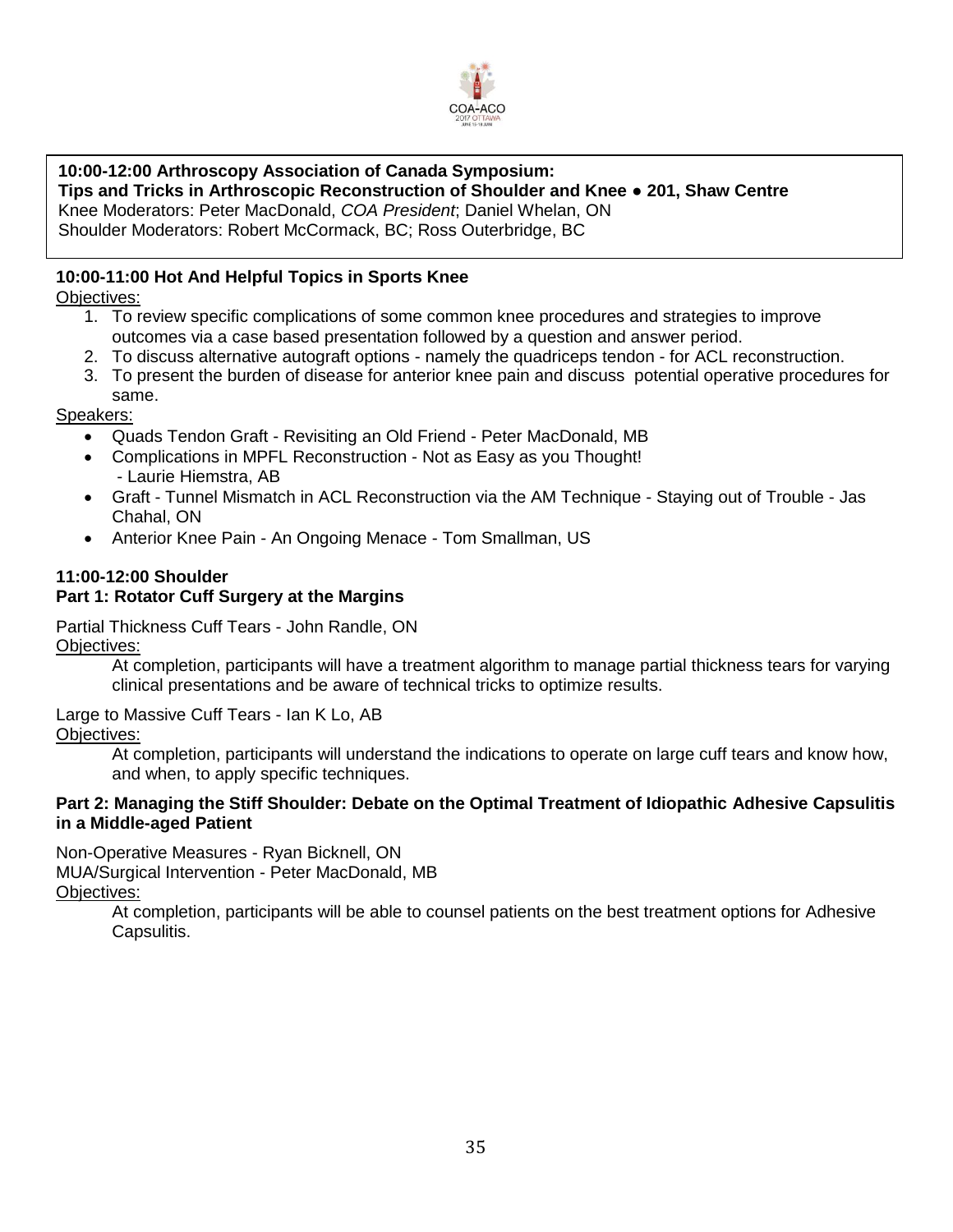**10:00-12:00 Arthroscopy Association of Canada Symposium:**
**Tips and Tricks in Arthroscopic Reconstruction of Shoulder and Knee ● 201, Shaw Centre**
Knee Moderators: Peter MacDonald, *COA President*; Daniel Whelan, ON
Shoulder Moderators: Robert McCormack, BC; Ross Outerbridge, BC

### 10:00-11:00 Hot And Helpful Topics in Sports Knee

Objectives:

1. To review specific complications of some common knee procedures and strategies to improve outcomes via a case based presentation followed by a question and answer period.
2. To discuss alternative autograft options - namely the quadriceps tendon - for ACL reconstruction.
3. To present the burden of disease for anterior knee pain and discuss potential operative procedures for same.

Speakers:

- Quads Tendon Graft - Revisiting an Old Friend - Peter MacDonald, MB
- Complications in MPFL Reconstruction - Not as Easy as you Thought! - Laurie Hiemstra, AB
- Graft - Tunnel Mismatch in ACL Reconstruction via the AM Technique - Staying out of Trouble - Jas Chahal, ON
- Anterior Knee Pain - An Ongoing Menace - Tom Smallman, US

### 11:00-12:00 Shoulder
### Part 1: Rotator Cuff Surgery at the Margins

Partial Thickness Cuff Tears - John Randle, ON

Objectives:

At completion, participants will have a treatment algorithm to manage partial thickness tears for varying clinical presentations and be aware of technical tricks to optimize results.

Large to Massive Cuff Tears - Ian K Lo, AB

Objectives:

At completion, participants will understand the indications to operate on large cuff tears and know how, and when, to apply specific techniques.

### Part 2: Managing the Stiff Shoulder: Debate on the Optimal Treatment of Idiopathic Adhesive Capsulitis in a Middle-aged Patient

Non-Operative Measures - Ryan Bicknell, ON
MUA/Surgical Intervention - Peter MacDonald, MB

Objectives:

At completion, participants will be able to counsel patients on the best treatment options for Adhesive Capsulitis.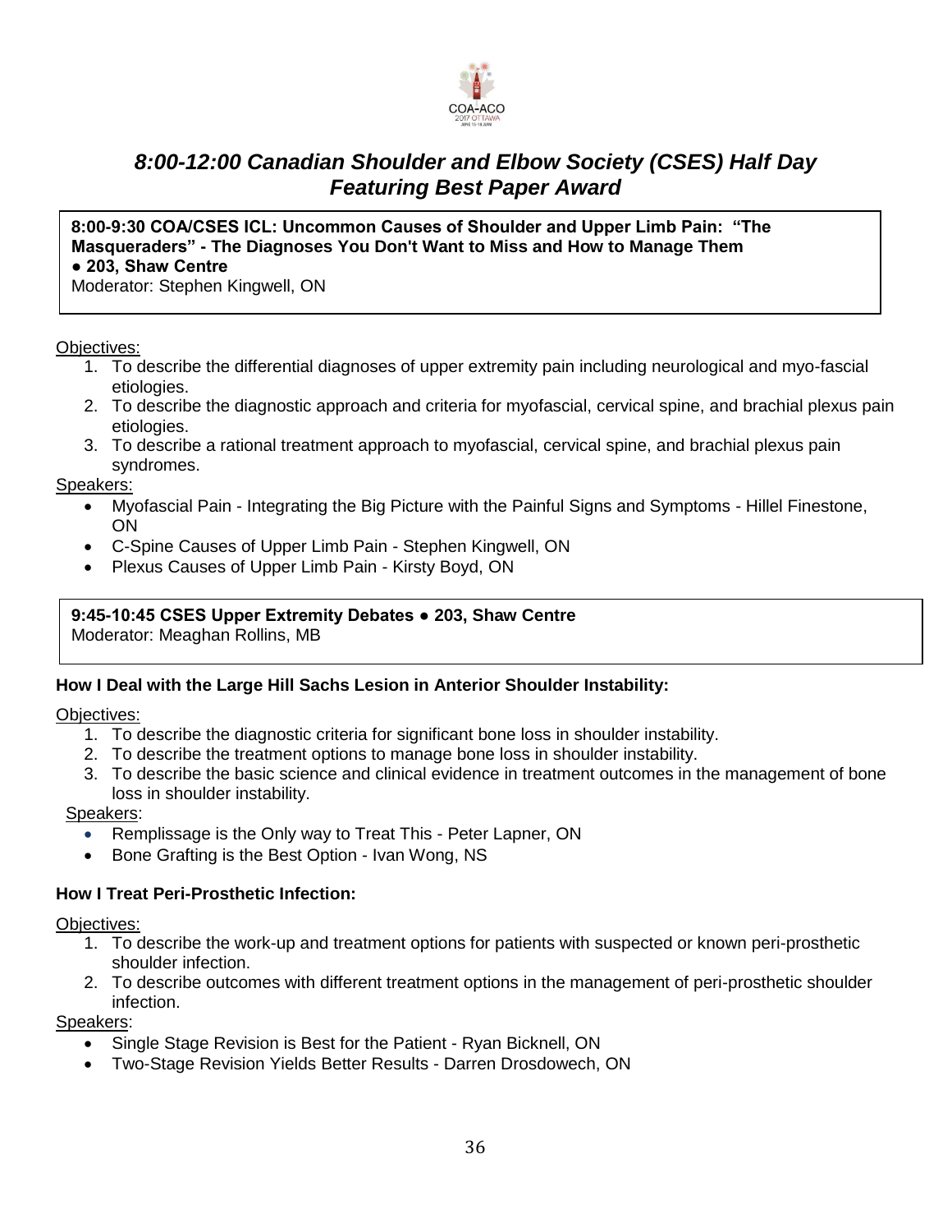## *8:00-12:00 Canadian Shoulder and Elbow Society (CSES) Half Day Featuring Best Paper Award*

**8:00-9:30 COA/CSES ICL: Uncommon Causes of Shoulder and Upper Limb Pain: "The Masqueraders" - The Diagnoses You Don't Want to Miss and How to Manage Them**
**● 203, Shaw Centre**
Moderator: Stephen Kingwell, ON

Objectives:

1. To describe the differential diagnoses of upper extremity pain including neurological and myo-fascial etiologies.
2. To describe the diagnostic approach and criteria for myofascial, cervical spine, and brachial plexus pain etiologies.
3. To describe a rational treatment approach to myofascial, cervical spine, and brachial plexus pain syndromes.

Speakers:

- Myofascial Pain - Integrating the Big Picture with the Painful Signs and Symptoms - Hillel Finestone, ON
- C-Spine Causes of Upper Limb Pain - Stephen Kingwell, ON
- Plexus Causes of Upper Limb Pain - Kirsty Boyd, ON

**9:45-10:45 CSES Upper Extremity Debates ● 203, Shaw Centre**
Moderator: Meaghan Rollins, MB

**How I Deal with the Large Hill Sachs Lesion in Anterior Shoulder Instability:**

Objectives:

1. To describe the diagnostic criteria for significant bone loss in shoulder instability.
2. To describe the treatment options to manage bone loss in shoulder instability.
3. To describe the basic science and clinical evidence in treatment outcomes in the management of bone loss in shoulder instability.

Speakers:

- Remplissage is the Only way to Treat This - Peter Lapner, ON
- Bone Grafting is the Best Option - Ivan Wong, NS

**How I Treat Peri-Prosthetic Infection:**

Objectives:

1. To describe the work-up and treatment options for patients with suspected or known peri-prosthetic shoulder infection.
2. To describe outcomes with different treatment options in the management of peri-prosthetic shoulder infection.

Speakers:

- Single Stage Revision is Best for the Patient - Ryan Bicknell, ON
- Two-Stage Revision Yields Better Results - Darren Drosdowech, ON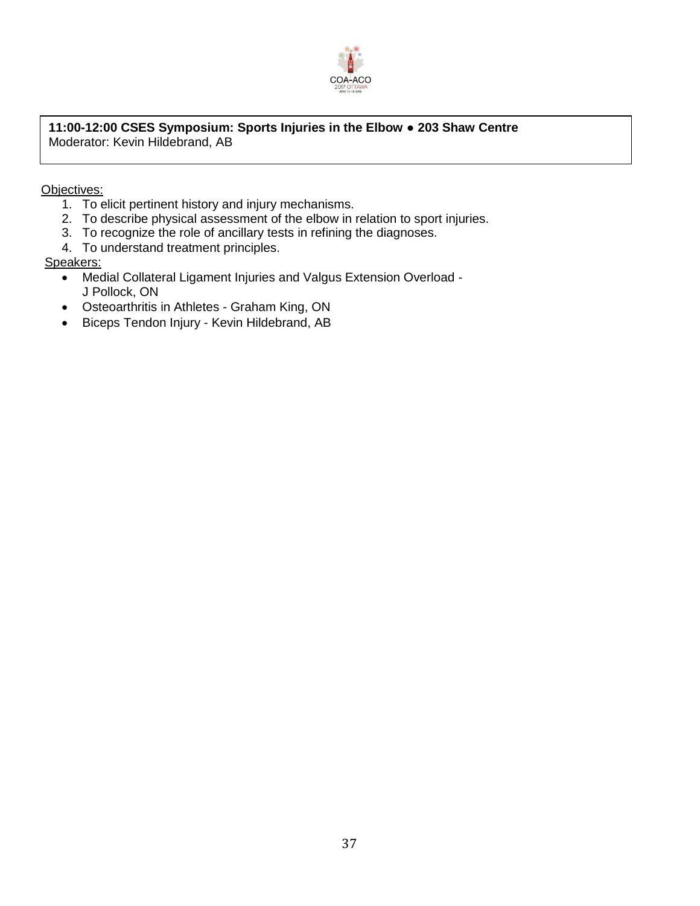**11:00-12:00 CSES Symposium: Sports Injuries in the Elbow ● 203 Shaw Centre**
Moderator: Kevin Hildebrand, AB

Objectives:

1. To elicit pertinent history and injury mechanisms.
2. To describe physical assessment of the elbow in relation to sport injuries.
3. To recognize the role of ancillary tests in refining the diagnoses.
4. To understand treatment principles.

Speakers:

- Medial Collateral Ligament Injuries and Valgus Extension Overload - J Pollock, ON
- Osteoarthritis in Athletes - Graham King, ON
- Biceps Tendon Injury - Kevin Hildebrand, AB